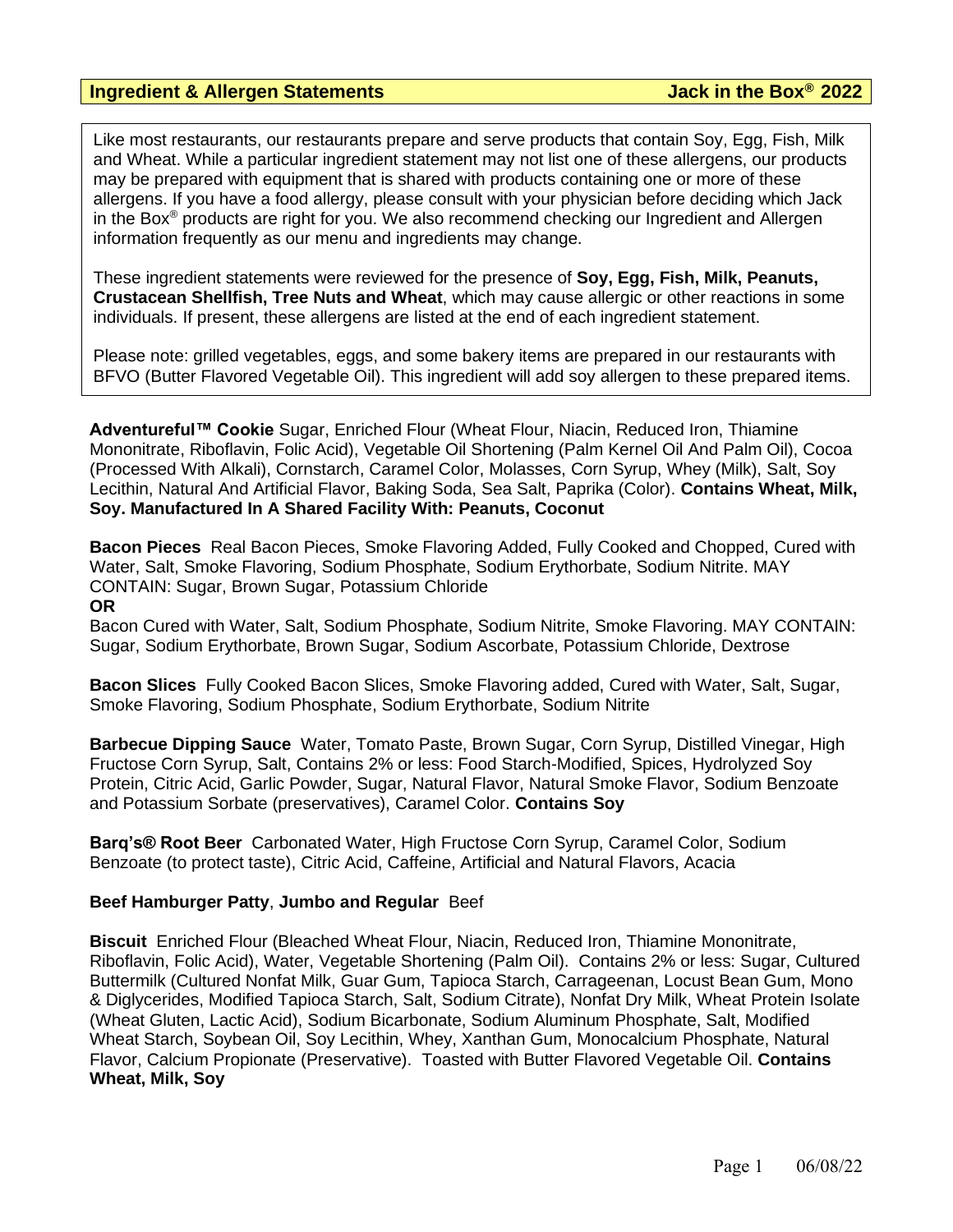## Ingredient & Allergen Statements — Jack in the Box® 2022

Like most restaurants, our restaurants prepare and serve products that contain Soy, Egg, Fish, Milk and Wheat. While a particular ingredient statement may not list one of these allergens, our products may be prepared with equipment that is shared with products containing one or more of these allergens. If you have a food allergy, please consult with your physician before deciding which Jack in the Box® products are right for you. We also recommend checking our Ingredient and Allergen information frequently as our menu and ingredients may change.

These ingredient statements were reviewed for the presence of **Soy, Egg, Fish, Milk, Peanuts, Crustacean Shellfish, Tree Nuts and Wheat**, which may cause allergic or other reactions in some individuals. If present, these allergens are listed at the end of each ingredient statement.

Please note: grilled vegetables, eggs, and some bakery items are prepared in our restaurants with BFVO (Butter Flavored Vegetable Oil). This ingredient will add soy allergen to these prepared items.

**Adventureful™ Cookie** Sugar, Enriched Flour (Wheat Flour, Niacin, Reduced Iron, Thiamine Mononitrate, Riboflavin, Folic Acid), Vegetable Oil Shortening (Palm Kernel Oil And Palm Oil), Cocoa (Processed With Alkali), Cornstarch, Caramel Color, Molasses, Corn Syrup, Whey (Milk), Salt, Soy Lecithin, Natural And Artificial Flavor, Baking Soda, Sea Salt, Paprika (Color). **Contains Wheat, Milk, Soy. Manufactured In A Shared Facility With: Peanuts, Coconut**

**Bacon Pieces** Real Bacon Pieces, Smoke Flavoring Added, Fully Cooked and Chopped, Cured with Water, Salt, Smoke Flavoring, Sodium Phosphate, Sodium Erythorbate, Sodium Nitrite. MAY CONTAIN: Sugar, Brown Sugar, Potassium Chloride
**OR**
Bacon Cured with Water, Salt, Sodium Phosphate, Sodium Nitrite, Smoke Flavoring. MAY CONTAIN: Sugar, Sodium Erythorbate, Brown Sugar, Sodium Ascorbate, Potassium Chloride, Dextrose

**Bacon Slices** Fully Cooked Bacon Slices, Smoke Flavoring added, Cured with Water, Salt, Sugar, Smoke Flavoring, Sodium Phosphate, Sodium Erythorbate, Sodium Nitrite

**Barbecue Dipping Sauce** Water, Tomato Paste, Brown Sugar, Corn Syrup, Distilled Vinegar, High Fructose Corn Syrup, Salt, Contains 2% or less: Food Starch-Modified, Spices, Hydrolyzed Soy Protein, Citric Acid, Garlic Powder, Sugar, Natural Flavor, Natural Smoke Flavor, Sodium Benzoate and Potassium Sorbate (preservatives), Caramel Color. **Contains Soy**

**Barq's® Root Beer** Carbonated Water, High Fructose Corn Syrup, Caramel Color, Sodium Benzoate (to protect taste), Citric Acid, Caffeine, Artificial and Natural Flavors, Acacia

**Beef Hamburger Patty**, **Jumbo and Regular** Beef

**Biscuit** Enriched Flour (Bleached Wheat Flour, Niacin, Reduced Iron, Thiamine Mononitrate, Riboflavin, Folic Acid), Water, Vegetable Shortening (Palm Oil). Contains 2% or less: Sugar, Cultured Buttermilk (Cultured Nonfat Milk, Guar Gum, Tapioca Starch, Carrageenan, Locust Bean Gum, Mono & Diglycerides, Modified Tapioca Starch, Salt, Sodium Citrate), Nonfat Dry Milk, Wheat Protein Isolate (Wheat Gluten, Lactic Acid), Sodium Bicarbonate, Sodium Aluminum Phosphate, Salt, Modified Wheat Starch, Soybean Oil, Soy Lecithin, Whey, Xanthan Gum, Monocalcium Phosphate, Natural Flavor, Calcium Propionate (Preservative). Toasted with Butter Flavored Vegetable Oil. **Contains Wheat, Milk, Soy**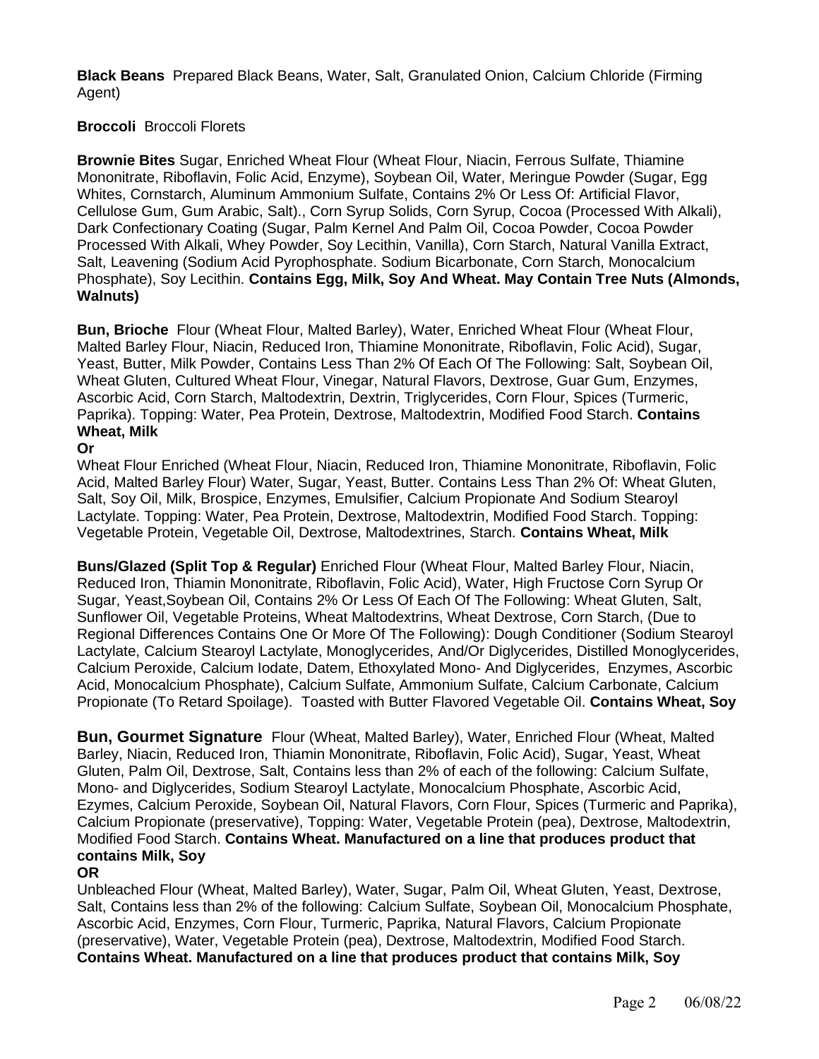**Black Beans** Prepared Black Beans, Water, Salt, Granulated Onion, Calcium Chloride (Firming Agent)

**Broccoli** Broccoli Florets

**Brownie Bites** Sugar, Enriched Wheat Flour (Wheat Flour, Niacin, Ferrous Sulfate, Thiamine Mononitrate, Riboflavin, Folic Acid, Enzyme), Soybean Oil, Water, Meringue Powder (Sugar, Egg Whites, Cornstarch, Aluminum Ammonium Sulfate, Contains 2% Or Less Of: Artificial Flavor, Cellulose Gum, Gum Arabic, Salt)., Corn Syrup Solids, Corn Syrup, Cocoa (Processed With Alkali), Dark Confectionary Coating (Sugar, Palm Kernel And Palm Oil, Cocoa Powder, Cocoa Powder Processed With Alkali, Whey Powder, Soy Lecithin, Vanilla), Corn Starch, Natural Vanilla Extract, Salt, Leavening (Sodium Acid Pyrophosphate. Sodium Bicarbonate, Corn Starch, Monocalcium Phosphate), Soy Lecithin. **Contains Egg, Milk, Soy And Wheat. May Contain Tree Nuts (Almonds, Walnuts)**

**Bun, Brioche** Flour (Wheat Flour, Malted Barley), Water, Enriched Wheat Flour (Wheat Flour, Malted Barley Flour, Niacin, Reduced Iron, Thiamine Mononitrate, Riboflavin, Folic Acid), Sugar, Yeast, Butter, Milk Powder, Contains Less Than 2% Of Each Of The Following: Salt, Soybean Oil, Wheat Gluten, Cultured Wheat Flour, Vinegar, Natural Flavors, Dextrose, Guar Gum, Enzymes, Ascorbic Acid, Corn Starch, Maltodextrin, Dextrin, Triglycerides, Corn Flour, Spices (Turmeric, Paprika). Topping: Water, Pea Protein, Dextrose, Maltodextrin, Modified Food Starch. **Contains Wheat, Milk**

**Or**

Wheat Flour Enriched (Wheat Flour, Niacin, Reduced Iron, Thiamine Mononitrate, Riboflavin, Folic Acid, Malted Barley Flour) Water, Sugar, Yeast, Butter. Contains Less Than 2% Of: Wheat Gluten, Salt, Soy Oil, Milk, Brospice, Enzymes, Emulsifier, Calcium Propionate And Sodium Stearoyl Lactylate. Topping: Water, Pea Protein, Dextrose, Maltodextrin, Modified Food Starch. Topping: Vegetable Protein, Vegetable Oil, Dextrose, Maltodextrines, Starch. **Contains Wheat, Milk**

**Buns/Glazed (Split Top & Regular)** Enriched Flour (Wheat Flour, Malted Barley Flour, Niacin, Reduced Iron, Thiamin Mononitrate, Riboflavin, Folic Acid), Water, High Fructose Corn Syrup Or Sugar, Yeast,Soybean Oil, Contains 2% Or Less Of Each Of The Following: Wheat Gluten, Salt, Sunflower Oil, Vegetable Proteins, Wheat Maltodextrins, Wheat Dextrose, Corn Starch, (Due to Regional Differences Contains One Or More Of The Following): Dough Conditioner (Sodium Stearoyl Lactylate, Calcium Stearoyl Lactylate, Monoglycerides, And/Or Diglycerides, Distilled Monoglycerides, Calcium Peroxide, Calcium Iodate, Datem, Ethoxylated Mono- And Diglycerides, Enzymes, Ascorbic Acid, Monocalcium Phosphate), Calcium Sulfate, Ammonium Sulfate, Calcium Carbonate, Calcium Propionate (To Retard Spoilage). Toasted with Butter Flavored Vegetable Oil. **Contains Wheat, Soy**

**Bun, Gourmet Signature** Flour (Wheat, Malted Barley), Water, Enriched Flour (Wheat, Malted Barley, Niacin, Reduced Iron, Thiamin Mononitrate, Riboflavin, Folic Acid), Sugar, Yeast, Wheat Gluten, Palm Oil, Dextrose, Salt, Contains less than 2% of each of the following: Calcium Sulfate, Mono- and Diglycerides, Sodium Stearoyl Lactylate, Monocalcium Phosphate, Ascorbic Acid, Ezymes, Calcium Peroxide, Soybean Oil, Natural Flavors, Corn Flour, Spices (Turmeric and Paprika), Calcium Propionate (preservative), Topping: Water, Vegetable Protein (pea), Dextrose, Maltodextrin, Modified Food Starch. **Contains Wheat. Manufactured on a line that produces product that contains Milk, Soy**

**OR**

Unbleached Flour (Wheat, Malted Barley), Water, Sugar, Palm Oil, Wheat Gluten, Yeast, Dextrose, Salt, Contains less than 2% of the following: Calcium Sulfate, Soybean Oil, Monocalcium Phosphate, Ascorbic Acid, Enzymes, Corn Flour, Turmeric, Paprika, Natural Flavors, Calcium Propionate (preservative), Water, Vegetable Protein (pea), Dextrose, Maltodextrin, Modified Food Starch. **Contains Wheat. Manufactured on a line that produces product that contains Milk, Soy**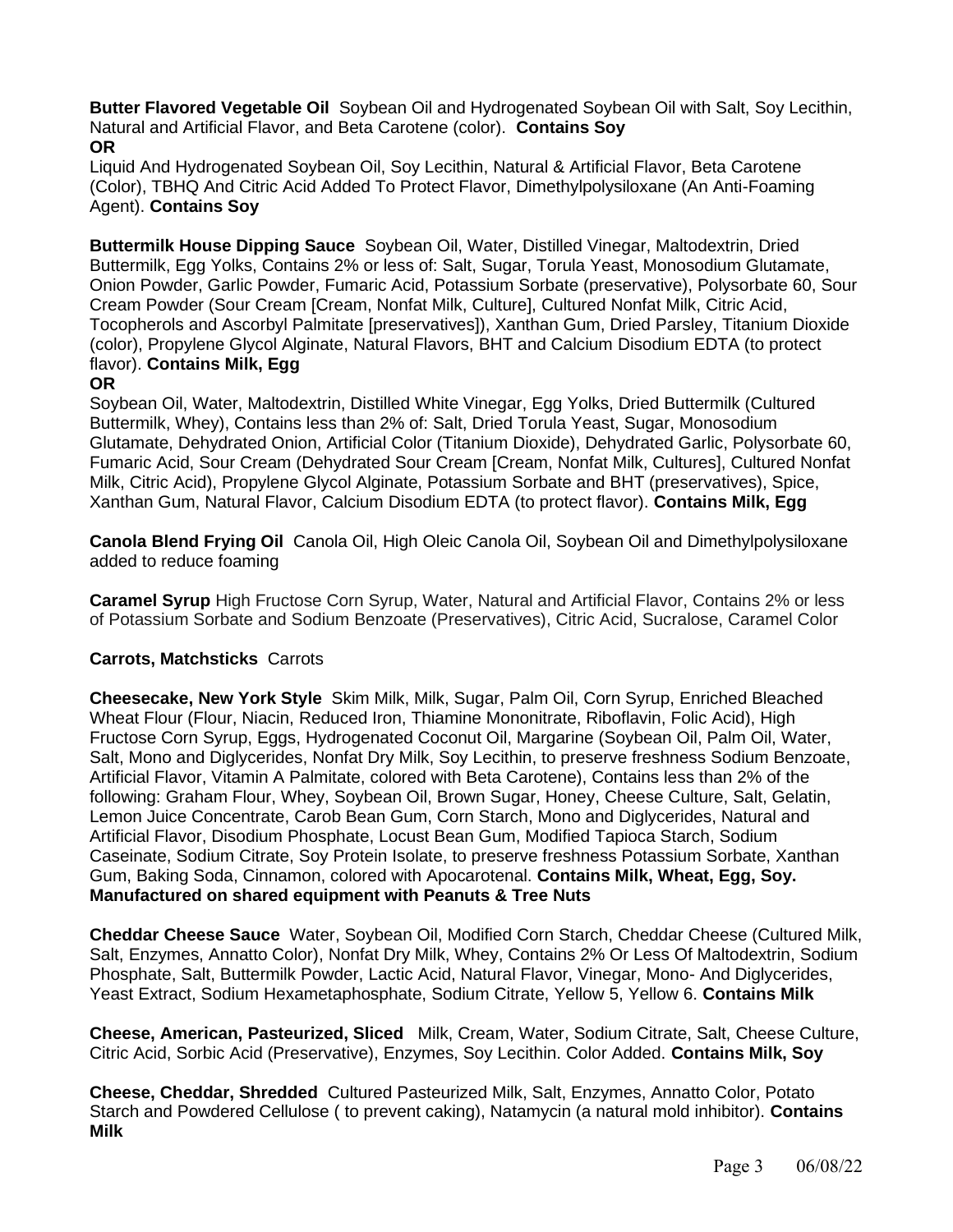**Butter Flavored Vegetable Oil** Soybean Oil and Hydrogenated Soybean Oil with Salt, Soy Lecithin, Natural and Artificial Flavor, and Beta Carotene (color). **Contains Soy**
**OR**
Liquid And Hydrogenated Soybean Oil, Soy Lecithin, Natural & Artificial Flavor, Beta Carotene (Color), TBHQ And Citric Acid Added To Protect Flavor, Dimethylpolysiloxane (An Anti-Foaming Agent). **Contains Soy**

**Buttermilk House Dipping Sauce** Soybean Oil, Water, Distilled Vinegar, Maltodextrin, Dried Buttermilk, Egg Yolks, Contains 2% or less of: Salt, Sugar, Torula Yeast, Monosodium Glutamate, Onion Powder, Garlic Powder, Fumaric Acid, Potassium Sorbate (preservative), Polysorbate 60, Sour Cream Powder (Sour Cream [Cream, Nonfat Milk, Culture], Cultured Nonfat Milk, Citric Acid, Tocopherols and Ascorbyl Palmitate [preservatives]), Xanthan Gum, Dried Parsley, Titanium Dioxide (color), Propylene Glycol Alginate, Natural Flavors, BHT and Calcium Disodium EDTA (to protect flavor). **Contains Milk, Egg**
**OR**
Soybean Oil, Water, Maltodextrin, Distilled White Vinegar, Egg Yolks, Dried Buttermilk (Cultured Buttermilk, Whey), Contains less than 2% of: Salt, Dried Torula Yeast, Sugar, Monosodium Glutamate, Dehydrated Onion, Artificial Color (Titanium Dioxide), Dehydrated Garlic, Polysorbate 60, Fumaric Acid, Sour Cream (Dehydrated Sour Cream [Cream, Nonfat Milk, Cultures], Cultured Nonfat Milk, Citric Acid), Propylene Glycol Alginate, Potassium Sorbate and BHT (preservatives), Spice, Xanthan Gum, Natural Flavor, Calcium Disodium EDTA (to protect flavor). **Contains Milk, Egg**

**Canola Blend Frying Oil** Canola Oil, High Oleic Canola Oil, Soybean Oil and Dimethylpolysiloxane added to reduce foaming

**Caramel Syrup** High Fructose Corn Syrup, Water, Natural and Artificial Flavor, Contains 2% or less of Potassium Sorbate and Sodium Benzoate (Preservatives), Citric Acid, Sucralose, Caramel Color

**Carrots, Matchsticks** Carrots

**Cheesecake, New York Style** Skim Milk, Milk, Sugar, Palm Oil, Corn Syrup, Enriched Bleached Wheat Flour (Flour, Niacin, Reduced Iron, Thiamine Mononitrate, Riboflavin, Folic Acid), High Fructose Corn Syrup, Eggs, Hydrogenated Coconut Oil, Margarine (Soybean Oil, Palm Oil, Water, Salt, Mono and Diglycerides, Nonfat Dry Milk, Soy Lecithin, to preserve freshness Sodium Benzoate, Artificial Flavor, Vitamin A Palmitate, colored with Beta Carotene), Contains less than 2% of the following: Graham Flour, Whey, Soybean Oil, Brown Sugar, Honey, Cheese Culture, Salt, Gelatin, Lemon Juice Concentrate, Carob Bean Gum, Corn Starch, Mono and Diglycerides, Natural and Artificial Flavor, Disodium Phosphate, Locust Bean Gum, Modified Tapioca Starch, Sodium Caseinate, Sodium Citrate, Soy Protein Isolate, to preserve freshness Potassium Sorbate, Xanthan Gum, Baking Soda, Cinnamon, colored with Apocarotenal. **Contains Milk, Wheat, Egg, Soy. Manufactured on shared equipment with Peanuts & Tree Nuts**

**Cheddar Cheese Sauce** Water, Soybean Oil, Modified Corn Starch, Cheddar Cheese (Cultured Milk, Salt, Enzymes, Annatto Color), Nonfat Dry Milk, Whey, Contains 2% Or Less Of Maltodextrin, Sodium Phosphate, Salt, Buttermilk Powder, Lactic Acid, Natural Flavor, Vinegar, Mono- And Diglycerides, Yeast Extract, Sodium Hexametaphosphate, Sodium Citrate, Yellow 5, Yellow 6. **Contains Milk**

**Cheese, American, Pasteurized, Sliced** Milk, Cream, Water, Sodium Citrate, Salt, Cheese Culture, Citric Acid, Sorbic Acid (Preservative), Enzymes, Soy Lecithin. Color Added. **Contains Milk, Soy**

**Cheese, Cheddar, Shredded** Cultured Pasteurized Milk, Salt, Enzymes, Annatto Color, Potato Starch and Powdered Cellulose ( to prevent caking), Natamycin (a natural mold inhibitor). **Contains Milk**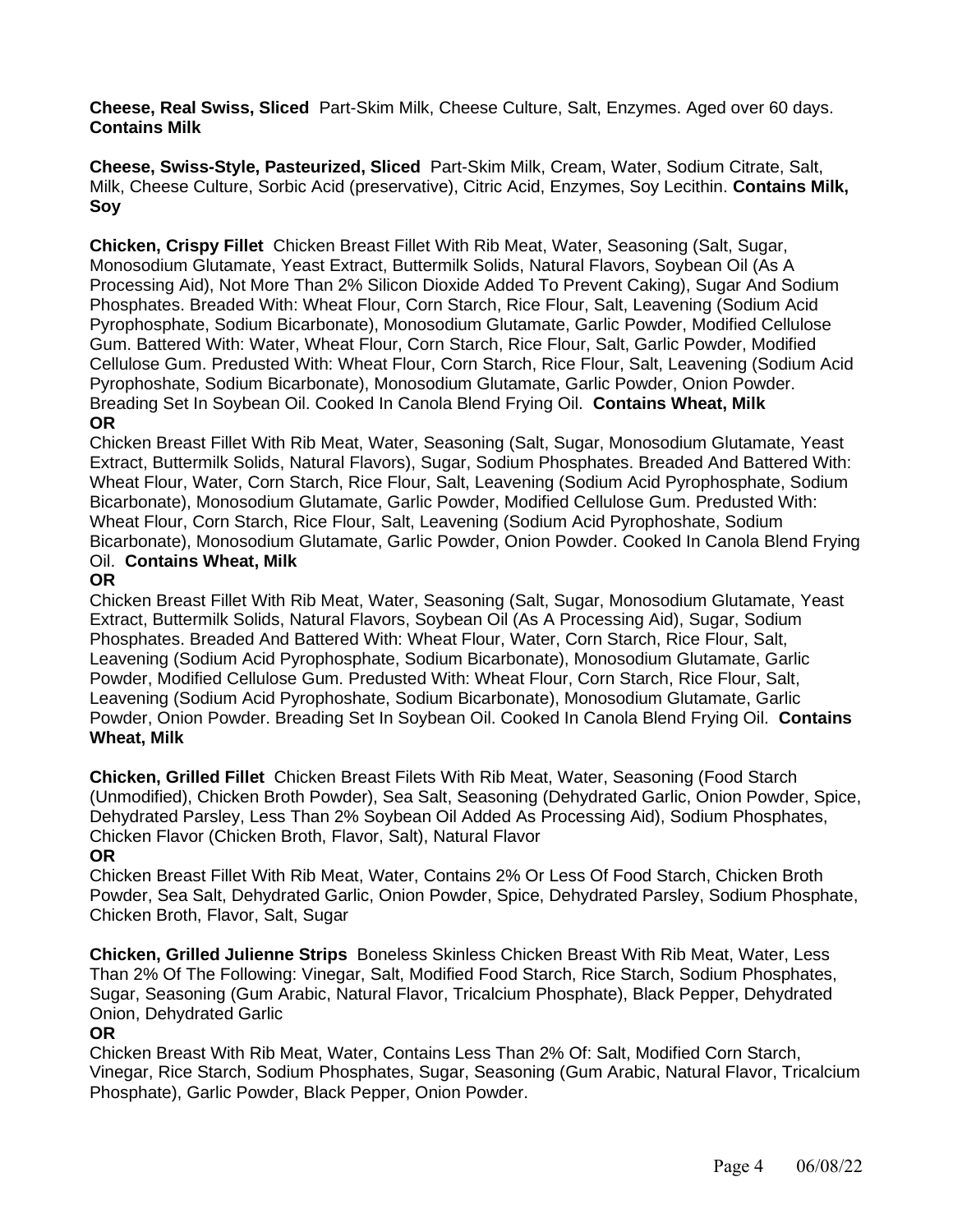**Cheese, Real Swiss, Sliced** Part-Skim Milk, Cheese Culture, Salt, Enzymes. Aged over 60 days. **Contains Milk**

**Cheese, Swiss-Style, Pasteurized, Sliced** Part-Skim Milk, Cream, Water, Sodium Citrate, Salt, Milk, Cheese Culture, Sorbic Acid (preservative), Citric Acid, Enzymes, Soy Lecithin. **Contains Milk, Soy**

**Chicken, Crispy Fillet** Chicken Breast Fillet With Rib Meat, Water, Seasoning (Salt, Sugar, Monosodium Glutamate, Yeast Extract, Buttermilk Solids, Natural Flavors, Soybean Oil (As A Processing Aid), Not More Than 2% Silicon Dioxide Added To Prevent Caking), Sugar And Sodium Phosphates. Breaded With: Wheat Flour, Corn Starch, Rice Flour, Salt, Leavening (Sodium Acid Pyrophosphate, Sodium Bicarbonate), Monosodium Glutamate, Garlic Powder, Modified Cellulose Gum. Battered With: Water, Wheat Flour, Corn Starch, Rice Flour, Salt, Garlic Powder, Modified Cellulose Gum. Predusted With: Wheat Flour, Corn Starch, Rice Flour, Salt, Leavening (Sodium Acid Pyrophoshate, Sodium Bicarbonate), Monosodium Glutamate, Garlic Powder, Onion Powder. Breading Set In Soybean Oil. Cooked In Canola Blend Frying Oil. **Contains Wheat, Milk**
**OR**
Chicken Breast Fillet With Rib Meat, Water, Seasoning (Salt, Sugar, Monosodium Glutamate, Yeast Extract, Buttermilk Solids, Natural Flavors), Sugar, Sodium Phosphates. Breaded And Battered With: Wheat Flour, Water, Corn Starch, Rice Flour, Salt, Leavening (Sodium Acid Pyrophosphate, Sodium Bicarbonate), Monosodium Glutamate, Garlic Powder, Modified Cellulose Gum. Predusted With: Wheat Flour, Corn Starch, Rice Flour, Salt, Leavening (Sodium Acid Pyrophoshate, Sodium Bicarbonate), Monosodium Glutamate, Garlic Powder, Onion Powder. Cooked In Canola Blend Frying Oil. **Contains Wheat, Milk**
**OR**
Chicken Breast Fillet With Rib Meat, Water, Seasoning (Salt, Sugar, Monosodium Glutamate, Yeast Extract, Buttermilk Solids, Natural Flavors, Soybean Oil (As A Processing Aid), Sugar, Sodium Phosphates. Breaded And Battered With: Wheat Flour, Water, Corn Starch, Rice Flour, Salt, Leavening (Sodium Acid Pyrophosphate, Sodium Bicarbonate), Monosodium Glutamate, Garlic Powder, Modified Cellulose Gum. Predusted With: Wheat Flour, Corn Starch, Rice Flour, Salt, Leavening (Sodium Acid Pyrophoshate, Sodium Bicarbonate), Monosodium Glutamate, Garlic Powder, Onion Powder. Breading Set In Soybean Oil. Cooked In Canola Blend Frying Oil. **Contains Wheat, Milk**

**Chicken, Grilled Fillet** Chicken Breast Filets With Rib Meat, Water, Seasoning (Food Starch (Unmodified), Chicken Broth Powder), Sea Salt, Seasoning (Dehydrated Garlic, Onion Powder, Spice, Dehydrated Parsley, Less Than 2% Soybean Oil Added As Processing Aid), Sodium Phosphates, Chicken Flavor (Chicken Broth, Flavor, Salt), Natural Flavor
**OR**
Chicken Breast Fillet With Rib Meat, Water, Contains 2% Or Less Of Food Starch, Chicken Broth Powder, Sea Salt, Dehydrated Garlic, Onion Powder, Spice, Dehydrated Parsley, Sodium Phosphate, Chicken Broth, Flavor, Salt, Sugar

**Chicken, Grilled Julienne Strips** Boneless Skinless Chicken Breast With Rib Meat, Water, Less Than 2% Of The Following: Vinegar, Salt, Modified Food Starch, Rice Starch, Sodium Phosphates, Sugar, Seasoning (Gum Arabic, Natural Flavor, Tricalcium Phosphate), Black Pepper, Dehydrated Onion, Dehydrated Garlic
**OR**
Chicken Breast With Rib Meat, Water, Contains Less Than 2% Of: Salt, Modified Corn Starch, Vinegar, Rice Starch, Sodium Phosphates, Sugar, Seasoning (Gum Arabic, Natural Flavor, Tricalcium Phosphate), Garlic Powder, Black Pepper, Onion Powder.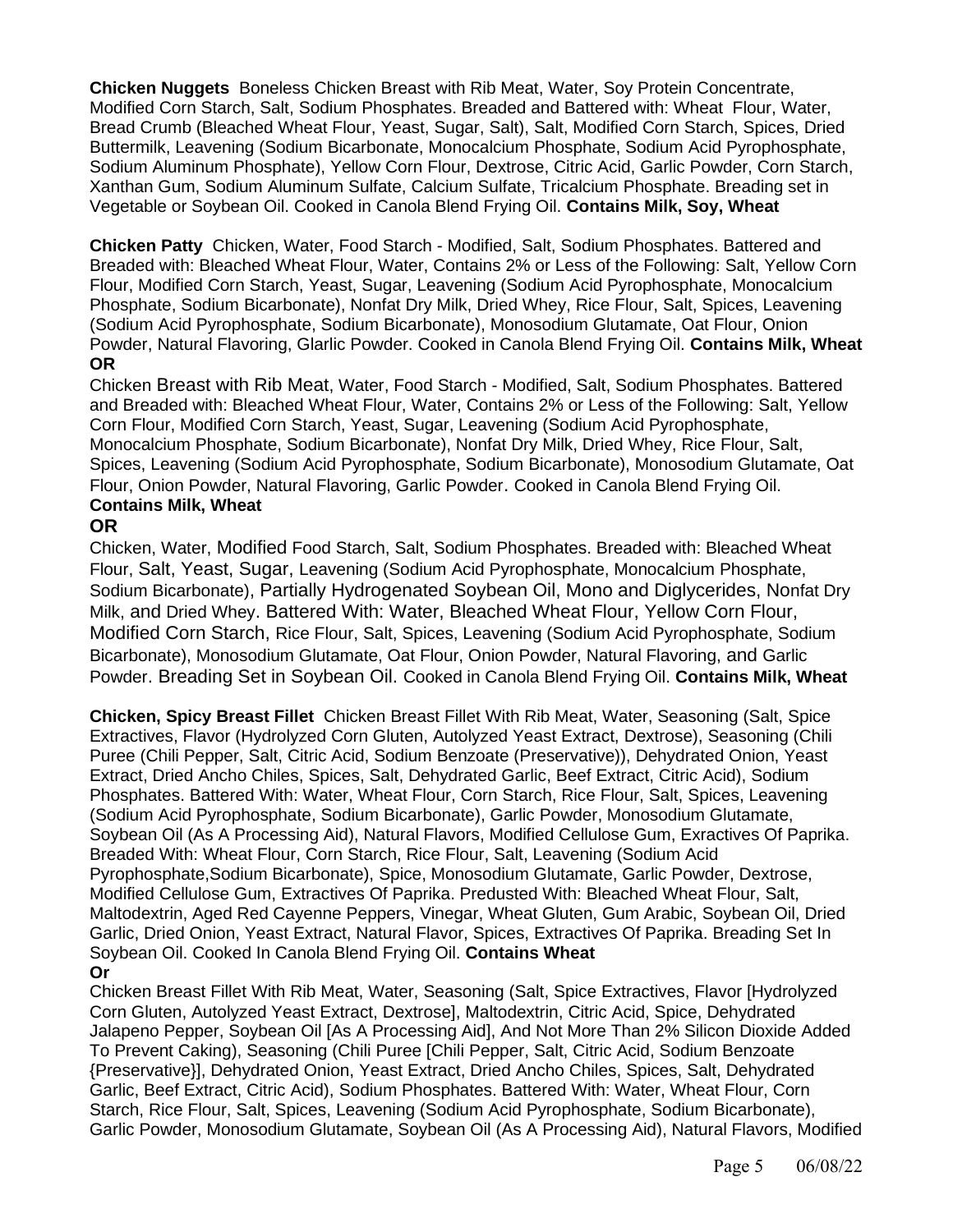**Chicken Nuggets** Boneless Chicken Breast with Rib Meat, Water, Soy Protein Concentrate, Modified Corn Starch, Salt, Sodium Phosphates. Breaded and Battered with: Wheat Flour, Water, Bread Crumb (Bleached Wheat Flour, Yeast, Sugar, Salt), Salt, Modified Corn Starch, Spices, Dried Buttermilk, Leavening (Sodium Bicarbonate, Monocalcium Phosphate, Sodium Acid Pyrophosphate, Sodium Aluminum Phosphate), Yellow Corn Flour, Dextrose, Citric Acid, Garlic Powder, Corn Starch, Xanthan Gum, Sodium Aluminum Sulfate, Calcium Sulfate, Tricalcium Phosphate. Breading set in Vegetable or Soybean Oil. Cooked in Canola Blend Frying Oil. **Contains Milk, Soy, Wheat**

**Chicken Patty** Chicken, Water, Food Starch - Modified, Salt, Sodium Phosphates. Battered and Breaded with: Bleached Wheat Flour, Water, Contains 2% or Less of the Following: Salt, Yellow Corn Flour, Modified Corn Starch, Yeast, Sugar, Leavening (Sodium Acid Pyrophosphate, Monocalcium Phosphate, Sodium Bicarbonate), Nonfat Dry Milk, Dried Whey, Rice Flour, Salt, Spices, Leavening (Sodium Acid Pyrophosphate, Sodium Bicarbonate), Monosodium Glutamate, Oat Flour, Onion Powder, Natural Flavoring, Glarlic Powder. Cooked in Canola Blend Frying Oil. **Contains Milk, Wheat**
**OR**
Chicken Breast with Rib Meat, Water, Food Starch - Modified, Salt, Sodium Phosphates. Battered and Breaded with: Bleached Wheat Flour, Water, Contains 2% or Less of the Following: Salt, Yellow Corn Flour, Modified Corn Starch, Yeast, Sugar, Leavening (Sodium Acid Pyrophosphate, Monocalcium Phosphate, Sodium Bicarbonate), Nonfat Dry Milk, Dried Whey, Rice Flour, Salt, Spices, Leavening (Sodium Acid Pyrophosphate, Sodium Bicarbonate), Monosodium Glutamate, Oat Flour, Onion Powder, Natural Flavoring, Garlic Powder. Cooked in Canola Blend Frying Oil.
**Contains Milk, Wheat**
**OR**
Chicken, Water, Modified Food Starch, Salt, Sodium Phosphates. Breaded with: Bleached Wheat Flour, Salt, Yeast, Sugar, Leavening (Sodium Acid Pyrophosphate, Monocalcium Phosphate, Sodium Bicarbonate), Partially Hydrogenated Soybean Oil, Mono and Diglycerides, Nonfat Dry Milk, and Dried Whey. Battered With: Water, Bleached Wheat Flour, Yellow Corn Flour, Modified Corn Starch, Rice Flour, Salt, Spices, Leavening (Sodium Acid Pyrophosphate, Sodium Bicarbonate), Monosodium Glutamate, Oat Flour, Onion Powder, Natural Flavoring, and Garlic Powder. Breading Set in Soybean Oil. Cooked in Canola Blend Frying Oil. **Contains Milk, Wheat**

**Chicken, Spicy Breast Fillet** Chicken Breast Fillet With Rib Meat, Water, Seasoning (Salt, Spice Extractives, Flavor (Hydrolyzed Corn Gluten, Autolyzed Yeast Extract, Dextrose), Seasoning (Chili Puree (Chili Pepper, Salt, Citric Acid, Sodium Benzoate (Preservative)), Dehydrated Onion, Yeast Extract, Dried Ancho Chiles, Spices, Salt, Dehydrated Garlic, Beef Extract, Citric Acid), Sodium Phosphates. Battered With: Water, Wheat Flour, Corn Starch, Rice Flour, Salt, Spices, Leavening (Sodium Acid Pyrophosphate, Sodium Bicarbonate), Garlic Powder, Monosodium Glutamate, Soybean Oil (As A Processing Aid), Natural Flavors, Modified Cellulose Gum, Exractives Of Paprika. Breaded With: Wheat Flour, Corn Starch, Rice Flour, Salt, Leavening (Sodium Acid Pyrophosphate,Sodium Bicarbonate), Spice, Monosodium Glutamate, Garlic Powder, Dextrose, Modified Cellulose Gum, Extractives Of Paprika. Predusted With: Bleached Wheat Flour, Salt, Maltodextrin, Aged Red Cayenne Peppers, Vinegar, Wheat Gluten, Gum Arabic, Soybean Oil, Dried Garlic, Dried Onion, Yeast Extract, Natural Flavor, Spices, Extractives Of Paprika. Breading Set In Soybean Oil. Cooked In Canola Blend Frying Oil. **Contains Wheat**
**Or**
Chicken Breast Fillet With Rib Meat, Water, Seasoning (Salt, Spice Extractives, Flavor [Hydrolyzed Corn Gluten, Autolyzed Yeast Extract, Dextrose], Maltodextrin, Citric Acid, Spice, Dehydrated Jalapeno Pepper, Soybean Oil [As A Processing Aid], And Not More Than 2% Silicon Dioxide Added To Prevent Caking), Seasoning (Chili Puree [Chili Pepper, Salt, Citric Acid, Sodium Benzoate {Preservative}], Dehydrated Onion, Yeast Extract, Dried Ancho Chiles, Spices, Salt, Dehydrated Garlic, Beef Extract, Citric Acid), Sodium Phosphates. Battered With: Water, Wheat Flour, Corn Starch, Rice Flour, Salt, Spices, Leavening (Sodium Acid Pyrophosphate, Sodium Bicarbonate), Garlic Powder, Monosodium Glutamate, Soybean Oil (As A Processing Aid), Natural Flavors, Modified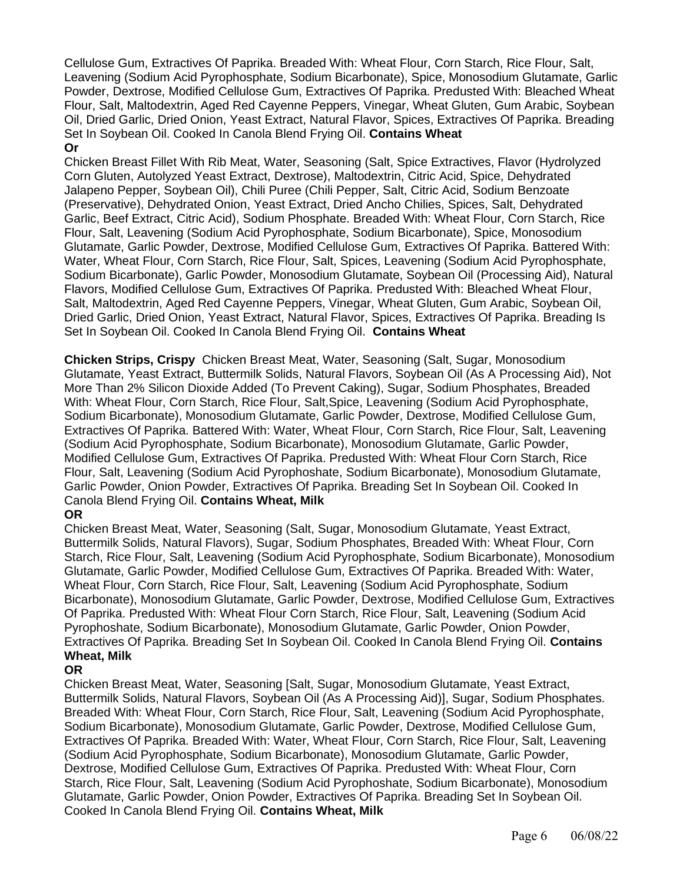Cellulose Gum, Extractives Of Paprika. Breaded With: Wheat Flour, Corn Starch, Rice Flour, Salt, Leavening (Sodium Acid Pyrophosphate, Sodium Bicarbonate), Spice, Monosodium Glutamate, Garlic Powder, Dextrose, Modified Cellulose Gum, Extractives Of Paprika. Predusted With: Bleached Wheat Flour, Salt, Maltodextrin, Aged Red Cayenne Peppers, Vinegar, Wheat Gluten, Gum Arabic, Soybean Oil, Dried Garlic, Dried Onion, Yeast Extract, Natural Flavor, Spices, Extractives Of Paprika. Breading Set In Soybean Oil. Cooked In Canola Blend Frying Oil. **Contains Wheat**

**Or**

Chicken Breast Fillet With Rib Meat, Water, Seasoning (Salt, Spice Extractives, Flavor (Hydrolyzed Corn Gluten, Autolyzed Yeast Extract, Dextrose), Maltodextrin, Citric Acid, Spice, Dehydrated Jalapeno Pepper, Soybean Oil), Chili Puree (Chili Pepper, Salt, Citric Acid, Sodium Benzoate (Preservative), Dehydrated Onion, Yeast Extract, Dried Ancho Chilies, Spices, Salt, Dehydrated Garlic, Beef Extract, Citric Acid), Sodium Phosphate. Breaded With: Wheat Flour, Corn Starch, Rice Flour, Salt, Leavening (Sodium Acid Pyrophosphate, Sodium Bicarbonate), Spice, Monosodium Glutamate, Garlic Powder, Dextrose, Modified Cellulose Gum, Extractives Of Paprika. Battered With: Water, Wheat Flour, Corn Starch, Rice Flour, Salt, Spices, Leavening (Sodium Acid Pyrophosphate, Sodium Bicarbonate), Garlic Powder, Monosodium Glutamate, Soybean Oil (Processing Aid), Natural Flavors, Modified Cellulose Gum, Extractives Of Paprika. Predusted With: Bleached Wheat Flour, Salt, Maltodextrin, Aged Red Cayenne Peppers, Vinegar, Wheat Gluten, Gum Arabic, Soybean Oil, Dried Garlic, Dried Onion, Yeast Extract, Natural Flavor, Spices, Extractives Of Paprika. Breading Is Set In Soybean Oil. Cooked In Canola Blend Frying Oil. **Contains Wheat**

**Chicken Strips, Crispy** Chicken Breast Meat, Water, Seasoning (Salt, Sugar, Monosodium Glutamate, Yeast Extract, Buttermilk Solids, Natural Flavors, Soybean Oil (As A Processing Aid), Not More Than 2% Silicon Dioxide Added (To Prevent Caking), Sugar, Sodium Phosphates, Breaded With: Wheat Flour, Corn Starch, Rice Flour, Salt,Spice, Leavening (Sodium Acid Pyrophosphate, Sodium Bicarbonate), Monosodium Glutamate, Garlic Powder, Dextrose, Modified Cellulose Gum, Extractives Of Paprika. Battered With: Water, Wheat Flour, Corn Starch, Rice Flour, Salt, Leavening (Sodium Acid Pyrophosphate, Sodium Bicarbonate), Monosodium Glutamate, Garlic Powder, Modified Cellulose Gum, Extractives Of Paprika. Predusted With: Wheat Flour Corn Starch, Rice Flour, Salt, Leavening (Sodium Acid Pyrophoshate, Sodium Bicarbonate), Monosodium Glutamate, Garlic Powder, Onion Powder, Extractives Of Paprika. Breading Set In Soybean Oil. Cooked In Canola Blend Frying Oil. **Contains Wheat, Milk**

**OR**

Chicken Breast Meat, Water, Seasoning (Salt, Sugar, Monosodium Glutamate, Yeast Extract, Buttermilk Solids, Natural Flavors), Sugar, Sodium Phosphates, Breaded With: Wheat Flour, Corn Starch, Rice Flour, Salt, Leavening (Sodium Acid Pyrophosphate, Sodium Bicarbonate), Monosodium Glutamate, Garlic Powder, Modified Cellulose Gum, Extractives Of Paprika. Breaded With: Water, Wheat Flour, Corn Starch, Rice Flour, Salt, Leavening (Sodium Acid Pyrophosphate, Sodium Bicarbonate), Monosodium Glutamate, Garlic Powder, Dextrose, Modified Cellulose Gum, Extractives Of Paprika. Predusted With: Wheat Flour Corn Starch, Rice Flour, Salt, Leavening (Sodium Acid Pyrophoshate, Sodium Bicarbonate), Monosodium Glutamate, Garlic Powder, Onion Powder, Extractives Of Paprika. Breading Set In Soybean Oil. Cooked In Canola Blend Frying Oil. **Contains Wheat, Milk**

**OR**

Chicken Breast Meat, Water, Seasoning [Salt, Sugar, Monosodium Glutamate, Yeast Extract, Buttermilk Solids, Natural Flavors, Soybean Oil (As A Processing Aid)], Sugar, Sodium Phosphates. Breaded With: Wheat Flour, Corn Starch, Rice Flour, Salt, Leavening (Sodium Acid Pyrophosphate, Sodium Bicarbonate), Monosodium Glutamate, Garlic Powder, Dextrose, Modified Cellulose Gum, Extractives Of Paprika. Breaded With: Water, Wheat Flour, Corn Starch, Rice Flour, Salt, Leavening (Sodium Acid Pyrophosphate, Sodium Bicarbonate), Monosodium Glutamate, Garlic Powder, Dextrose, Modified Cellulose Gum, Extractives Of Paprika. Predusted With: Wheat Flour, Corn Starch, Rice Flour, Salt, Leavening (Sodium Acid Pyrophoshate, Sodium Bicarbonate), Monosodium Glutamate, Garlic Powder, Onion Powder, Extractives Of Paprika. Breading Set In Soybean Oil. Cooked In Canola Blend Frying Oil. **Contains Wheat, Milk**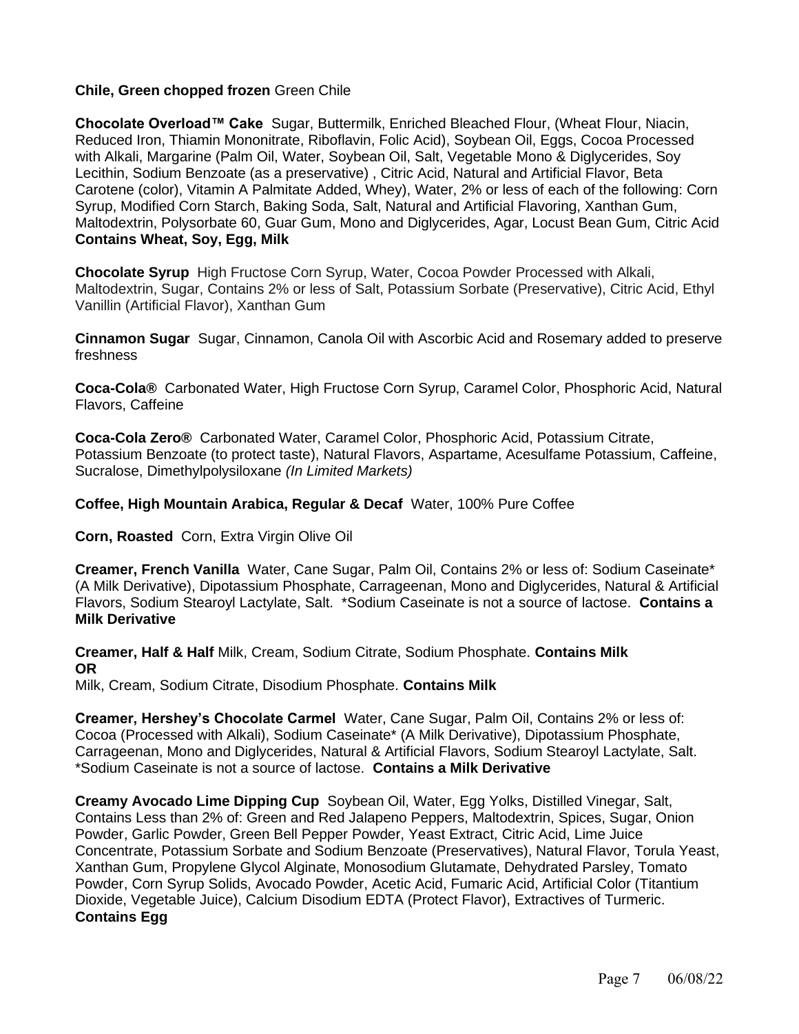**Chile, Green chopped frozen** Green Chile

**Chocolate Overload™ Cake** Sugar, Buttermilk, Enriched Bleached Flour, (Wheat Flour, Niacin, Reduced Iron, Thiamin Mononitrate, Riboflavin, Folic Acid), Soybean Oil, Eggs, Cocoa Processed with Alkali, Margarine (Palm Oil, Water, Soybean Oil, Salt, Vegetable Mono & Diglycerides, Soy Lecithin, Sodium Benzoate (as a preservative) , Citric Acid, Natural and Artificial Flavor, Beta Carotene (color), Vitamin A Palmitate Added, Whey), Water, 2% or less of each of the following: Corn Syrup, Modified Corn Starch, Baking Soda, Salt, Natural and Artificial Flavoring, Xanthan Gum, Maltodextrin, Polysorbate 60, Guar Gum, Mono and Diglycerides, Agar, Locust Bean Gum, Citric Acid **Contains Wheat, Soy, Egg, Milk**

**Chocolate Syrup** High Fructose Corn Syrup, Water, Cocoa Powder Processed with Alkali, Maltodextrin, Sugar, Contains 2% or less of Salt, Potassium Sorbate (Preservative), Citric Acid, Ethyl Vanillin (Artificial Flavor), Xanthan Gum

**Cinnamon Sugar** Sugar, Cinnamon, Canola Oil with Ascorbic Acid and Rosemary added to preserve freshness

**Coca-Cola®** Carbonated Water, High Fructose Corn Syrup, Caramel Color, Phosphoric Acid, Natural Flavors, Caffeine

**Coca-Cola Zero®** Carbonated Water, Caramel Color, Phosphoric Acid, Potassium Citrate, Potassium Benzoate (to protect taste), Natural Flavors, Aspartame, Acesulfame Potassium, Caffeine, Sucralose, Dimethylpolysiloxane *(In Limited Markets)*

**Coffee, High Mountain Arabica, Regular & Decaf** Water, 100% Pure Coffee

**Corn, Roasted** Corn, Extra Virgin Olive Oil

**Creamer, French Vanilla** Water, Cane Sugar, Palm Oil, Contains 2% or less of: Sodium Caseinate* (A Milk Derivative), Dipotassium Phosphate, Carrageenan, Mono and Diglycerides, Natural & Artificial Flavors, Sodium Stearoyl Lactylate, Salt. *Sodium Caseinate is not a source of lactose. **Contains a Milk Derivative**

**Creamer, Half & Half** Milk, Cream, Sodium Citrate, Sodium Phosphate. **Contains Milk**
**OR**
Milk, Cream, Sodium Citrate, Disodium Phosphate. **Contains Milk**

**Creamer, Hershey's Chocolate Carmel** Water, Cane Sugar, Palm Oil, Contains 2% or less of: Cocoa (Processed with Alkali), Sodium Caseinate* (A Milk Derivative), Dipotassium Phosphate, Carrageenan, Mono and Diglycerides, Natural & Artificial Flavors, Sodium Stearoyl Lactylate, Salt. *Sodium Caseinate is not a source of lactose. **Contains a Milk Derivative**

**Creamy Avocado Lime Dipping Cup** Soybean Oil, Water, Egg Yolks, Distilled Vinegar, Salt, Contains Less than 2% of: Green and Red Jalapeno Peppers, Maltodextrin, Spices, Sugar, Onion Powder, Garlic Powder, Green Bell Pepper Powder, Yeast Extract, Citric Acid, Lime Juice Concentrate, Potassium Sorbate and Sodium Benzoate (Preservatives), Natural Flavor, Torula Yeast, Xanthan Gum, Propylene Glycol Alginate, Monosodium Glutamate, Dehydrated Parsley, Tomato Powder, Corn Syrup Solids, Avocado Powder, Acetic Acid, Fumaric Acid, Artificial Color (Titantium Dioxide, Vegetable Juice), Calcium Disodium EDTA (Protect Flavor), Extractives of Turmeric. **Contains Egg**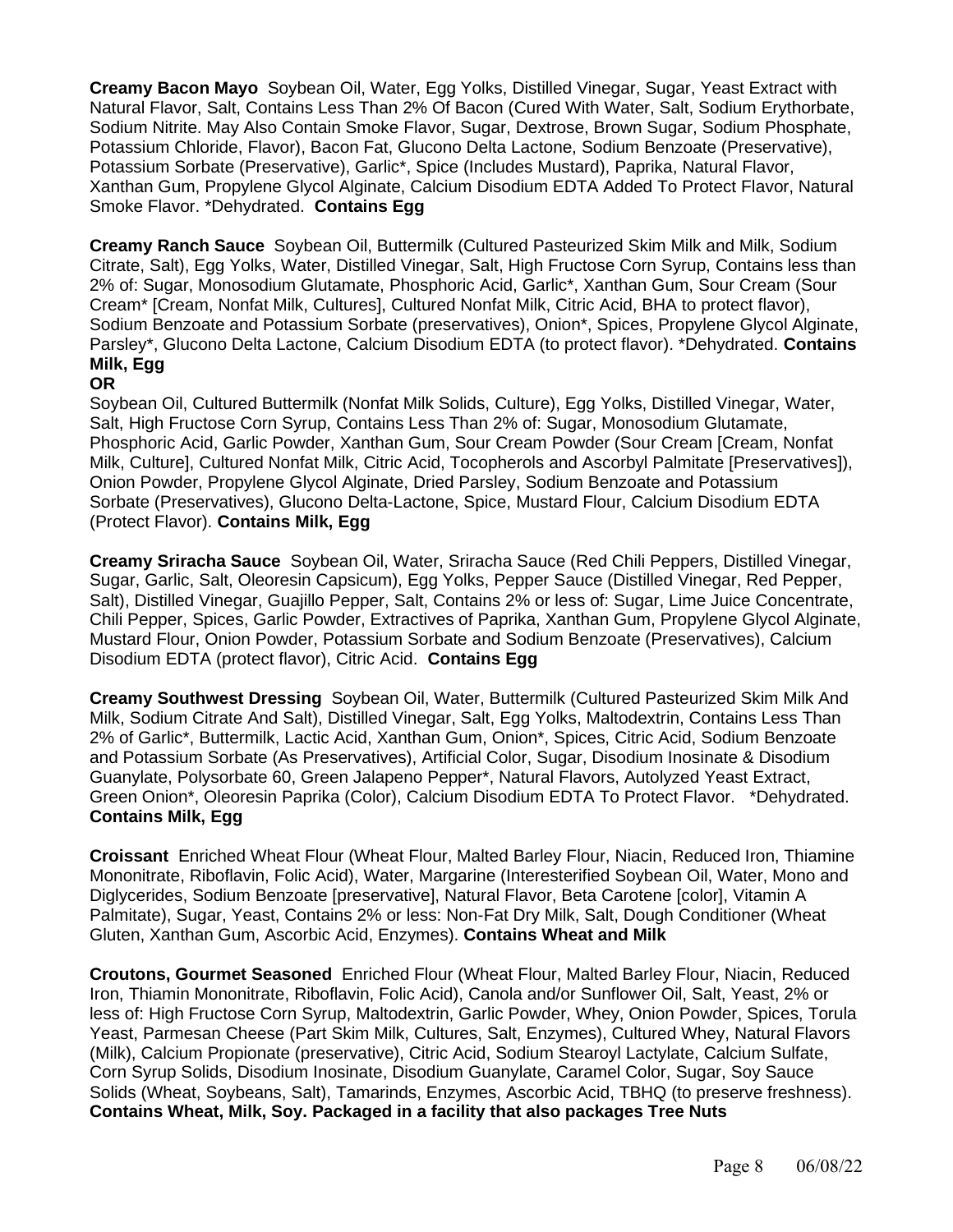**Creamy Bacon Mayo** Soybean Oil, Water, Egg Yolks, Distilled Vinegar, Sugar, Yeast Extract with Natural Flavor, Salt, Contains Less Than 2% Of Bacon (Cured With Water, Salt, Sodium Erythorbate, Sodium Nitrite. May Also Contain Smoke Flavor, Sugar, Dextrose, Brown Sugar, Sodium Phosphate, Potassium Chloride, Flavor), Bacon Fat, Glucono Delta Lactone, Sodium Benzoate (Preservative), Potassium Sorbate (Preservative), Garlic*, Spice (Includes Mustard), Paprika, Natural Flavor, Xanthan Gum, Propylene Glycol Alginate, Calcium Disodium EDTA Added To Protect Flavor, Natural Smoke Flavor. *Dehydrated. **Contains Egg**

**Creamy Ranch Sauce** Soybean Oil, Buttermilk (Cultured Pasteurized Skim Milk and Milk, Sodium Citrate, Salt), Egg Yolks, Water, Distilled Vinegar, Salt, High Fructose Corn Syrup, Contains less than 2% of: Sugar, Monosodium Glutamate, Phosphoric Acid, Garlic*, Xanthan Gum, Sour Cream (Sour Cream* [Cream, Nonfat Milk, Cultures], Cultured Nonfat Milk, Citric Acid, BHA to protect flavor), Sodium Benzoate and Potassium Sorbate (preservatives), Onion*, Spices, Propylene Glycol Alginate, Parsley*, Glucono Delta Lactone, Calcium Disodium EDTA (to protect flavor). *Dehydrated. **Contains Milk, Egg**

**OR**

Soybean Oil, Cultured Buttermilk (Nonfat Milk Solids, Culture), Egg Yolks, Distilled Vinegar, Water, Salt, High Fructose Corn Syrup, Contains Less Than 2% of: Sugar, Monosodium Glutamate, Phosphoric Acid, Garlic Powder, Xanthan Gum, Sour Cream Powder (Sour Cream [Cream, Nonfat Milk, Culture], Cultured Nonfat Milk, Citric Acid, Tocopherols and Ascorbyl Palmitate [Preservatives]), Onion Powder, Propylene Glycol Alginate, Dried Parsley, Sodium Benzoate and Potassium Sorbate (Preservatives), Glucono Delta-Lactone, Spice, Mustard Flour, Calcium Disodium EDTA (Protect Flavor). **Contains Milk, Egg**

**Creamy Sriracha Sauce** Soybean Oil, Water, Sriracha Sauce (Red Chili Peppers, Distilled Vinegar, Sugar, Garlic, Salt, Oleoresin Capsicum), Egg Yolks, Pepper Sauce (Distilled Vinegar, Red Pepper, Salt), Distilled Vinegar, Guajillo Pepper, Salt, Contains 2% or less of: Sugar, Lime Juice Concentrate, Chili Pepper, Spices, Garlic Powder, Extractives of Paprika, Xanthan Gum, Propylene Glycol Alginate, Mustard Flour, Onion Powder, Potassium Sorbate and Sodium Benzoate (Preservatives), Calcium Disodium EDTA (protect flavor), Citric Acid. **Contains Egg**

**Creamy Southwest Dressing** Soybean Oil, Water, Buttermilk (Cultured Pasteurized Skim Milk And Milk, Sodium Citrate And Salt), Distilled Vinegar, Salt, Egg Yolks, Maltodextrin, Contains Less Than 2% of Garlic*, Buttermilk, Lactic Acid, Xanthan Gum, Onion*, Spices, Citric Acid, Sodium Benzoate and Potassium Sorbate (As Preservatives), Artificial Color, Sugar, Disodium Inosinate & Disodium Guanylate, Polysorbate 60, Green Jalapeno Pepper*, Natural Flavors, Autolyzed Yeast Extract, Green Onion*, Oleoresin Paprika (Color), Calcium Disodium EDTA To Protect Flavor. *Dehydrated. **Contains Milk, Egg**

**Croissant** Enriched Wheat Flour (Wheat Flour, Malted Barley Flour, Niacin, Reduced Iron, Thiamine Mononitrate, Riboflavin, Folic Acid), Water, Margarine (Interesterified Soybean Oil, Water, Mono and Diglycerides, Sodium Benzoate [preservative], Natural Flavor, Beta Carotene [color], Vitamin A Palmitate), Sugar, Yeast, Contains 2% or less: Non-Fat Dry Milk, Salt, Dough Conditioner (Wheat Gluten, Xanthan Gum, Ascorbic Acid, Enzymes). **Contains Wheat and Milk**

**Croutons, Gourmet Seasoned** Enriched Flour (Wheat Flour, Malted Barley Flour, Niacin, Reduced Iron, Thiamin Mononitrate, Riboflavin, Folic Acid), Canola and/or Sunflower Oil, Salt, Yeast, 2% or less of: High Fructose Corn Syrup, Maltodextrin, Garlic Powder, Whey, Onion Powder, Spices, Torula Yeast, Parmesan Cheese (Part Skim Milk, Cultures, Salt, Enzymes), Cultured Whey, Natural Flavors (Milk), Calcium Propionate (preservative), Citric Acid, Sodium Stearoyl Lactylate, Calcium Sulfate, Corn Syrup Solids, Disodium Inosinate, Disodium Guanylate, Caramel Color, Sugar, Soy Sauce Solids (Wheat, Soybeans, Salt), Tamarinds, Enzymes, Ascorbic Acid, TBHQ (to preserve freshness). **Contains Wheat, Milk, Soy. Packaged in a facility that also packages Tree Nuts**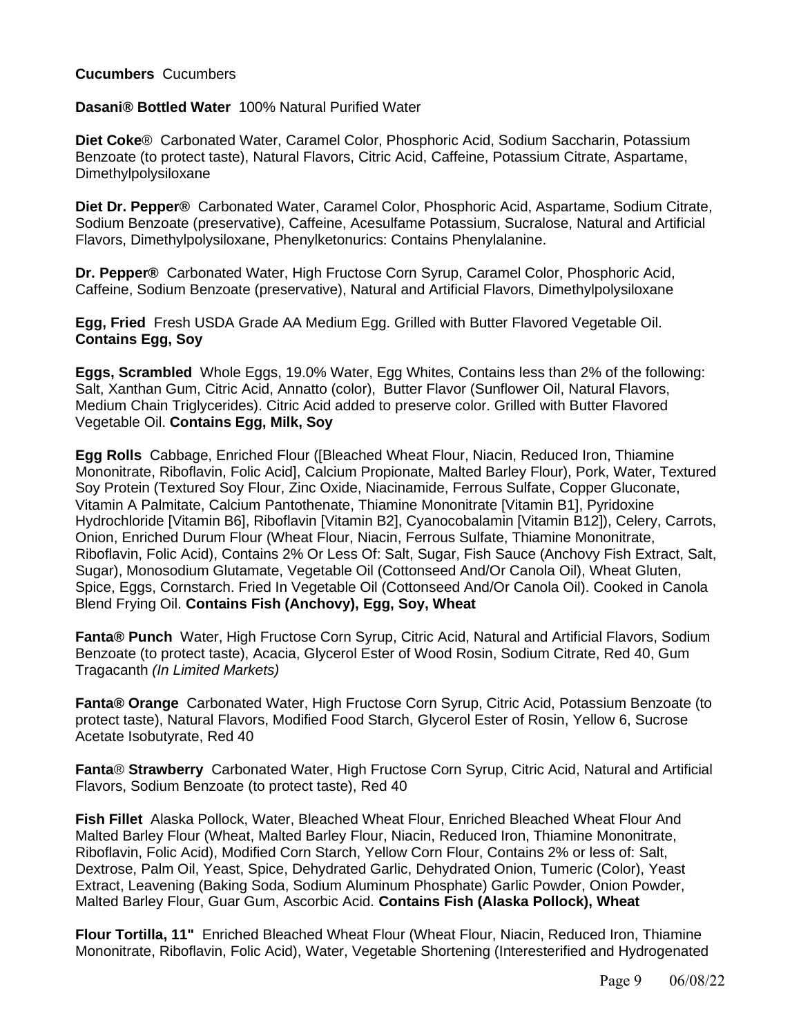**Cucumbers** Cucumbers

**Dasani® Bottled Water** 100% Natural Purified Water

**Diet Coke**® Carbonated Water, Caramel Color, Phosphoric Acid, Sodium Saccharin, Potassium Benzoate (to protect taste), Natural Flavors, Citric Acid, Caffeine, Potassium Citrate, Aspartame, Dimethylpolysiloxane

**Diet Dr. Pepper®** Carbonated Water, Caramel Color, Phosphoric Acid, Aspartame, Sodium Citrate, Sodium Benzoate (preservative), Caffeine, Acesulfame Potassium, Sucralose, Natural and Artificial Flavors, Dimethylpolysiloxane, Phenylketonurics: Contains Phenylalanine.

**Dr. Pepper®** Carbonated Water, High Fructose Corn Syrup, Caramel Color, Phosphoric Acid, Caffeine, Sodium Benzoate (preservative), Natural and Artificial Flavors, Dimethylpolysiloxane

**Egg, Fried** Fresh USDA Grade AA Medium Egg. Grilled with Butter Flavored Vegetable Oil. **Contains Egg, Soy**

**Eggs, Scrambled** Whole Eggs, 19.0% Water, Egg Whites, Contains less than 2% of the following: Salt, Xanthan Gum, Citric Acid, Annatto (color), Butter Flavor (Sunflower Oil, Natural Flavors, Medium Chain Triglycerides). Citric Acid added to preserve color. Grilled with Butter Flavored Vegetable Oil. **Contains Egg, Milk, Soy**

**Egg Rolls** Cabbage, Enriched Flour ([Bleached Wheat Flour, Niacin, Reduced Iron, Thiamine Mononitrate, Riboflavin, Folic Acid], Calcium Propionate, Malted Barley Flour), Pork, Water, Textured Soy Protein (Textured Soy Flour, Zinc Oxide, Niacinamide, Ferrous Sulfate, Copper Gluconate, Vitamin A Palmitate, Calcium Pantothenate, Thiamine Mononitrate [Vitamin B1], Pyridoxine Hydrochloride [Vitamin B6], Riboflavin [Vitamin B2], Cyanocobalamin [Vitamin B12]), Celery, Carrots, Onion, Enriched Durum Flour (Wheat Flour, Niacin, Ferrous Sulfate, Thiamine Mononitrate, Riboflavin, Folic Acid), Contains 2% Or Less Of: Salt, Sugar, Fish Sauce (Anchovy Fish Extract, Salt, Sugar), Monosodium Glutamate, Vegetable Oil (Cottonseed And/Or Canola Oil), Wheat Gluten, Spice, Eggs, Cornstarch. Fried In Vegetable Oil (Cottonseed And/Or Canola Oil). Cooked in Canola Blend Frying Oil. **Contains Fish (Anchovy), Egg, Soy, Wheat**

**Fanta® Punch** Water, High Fructose Corn Syrup, Citric Acid, Natural and Artificial Flavors, Sodium Benzoate (to protect taste), Acacia, Glycerol Ester of Wood Rosin, Sodium Citrate, Red 40, Gum Tragacanth *(In Limited Markets)*

**Fanta® Orange** Carbonated Water, High Fructose Corn Syrup, Citric Acid, Potassium Benzoate (to protect taste), Natural Flavors, Modified Food Starch, Glycerol Ester of Rosin, Yellow 6, Sucrose Acetate Isobutyrate, Red 40

**Fanta® Strawberry** Carbonated Water, High Fructose Corn Syrup, Citric Acid, Natural and Artificial Flavors, Sodium Benzoate (to protect taste), Red 40

**Fish Fillet** Alaska Pollock, Water, Bleached Wheat Flour, Enriched Bleached Wheat Flour And Malted Barley Flour (Wheat, Malted Barley Flour, Niacin, Reduced Iron, Thiamine Mononitrate, Riboflavin, Folic Acid), Modified Corn Starch, Yellow Corn Flour, Contains 2% or less of: Salt, Dextrose, Palm Oil, Yeast, Spice, Dehydrated Garlic, Dehydrated Onion, Tumeric (Color), Yeast Extract, Leavening (Baking Soda, Sodium Aluminum Phosphate) Garlic Powder, Onion Powder, Malted Barley Flour, Guar Gum, Ascorbic Acid. **Contains Fish (Alaska Pollock), Wheat**

**Flour Tortilla, 11"** Enriched Bleached Wheat Flour (Wheat Flour, Niacin, Reduced Iron, Thiamine Mononitrate, Riboflavin, Folic Acid), Water, Vegetable Shortening (Interesterified and Hydrogenated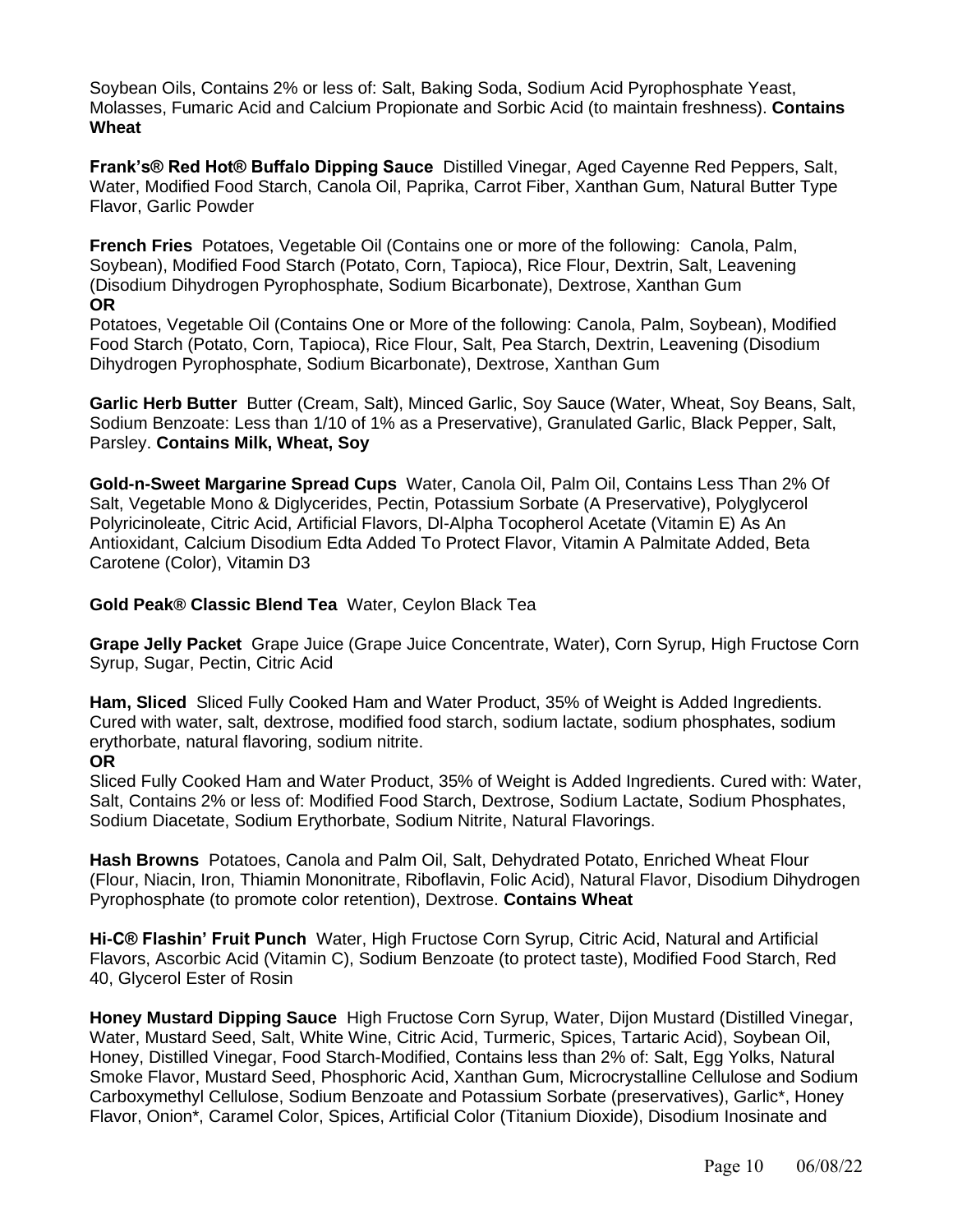Soybean Oils, Contains 2% or less of: Salt, Baking Soda, Sodium Acid Pyrophosphate Yeast, Molasses, Fumaric Acid and Calcium Propionate and Sorbic Acid (to maintain freshness). **Contains Wheat**

**Frank's® Red Hot® Buffalo Dipping Sauce** Distilled Vinegar, Aged Cayenne Red Peppers, Salt, Water, Modified Food Starch, Canola Oil, Paprika, Carrot Fiber, Xanthan Gum, Natural Butter Type Flavor, Garlic Powder

**French Fries** Potatoes, Vegetable Oil (Contains one or more of the following: Canola, Palm, Soybean), Modified Food Starch (Potato, Corn, Tapioca), Rice Flour, Dextrin, Salt, Leavening (Disodium Dihydrogen Pyrophosphate, Sodium Bicarbonate), Dextrose, Xanthan Gum
**OR**
Potatoes, Vegetable Oil (Contains One or More of the following: Canola, Palm, Soybean), Modified Food Starch (Potato, Corn, Tapioca), Rice Flour, Salt, Pea Starch, Dextrin, Leavening (Disodium Dihydrogen Pyrophosphate, Sodium Bicarbonate), Dextrose, Xanthan Gum

**Garlic Herb Butter** Butter (Cream, Salt), Minced Garlic, Soy Sauce (Water, Wheat, Soy Beans, Salt, Sodium Benzoate: Less than 1/10 of 1% as a Preservative), Granulated Garlic, Black Pepper, Salt, Parsley. **Contains Milk, Wheat, Soy**

**Gold-n-Sweet Margarine Spread Cups** Water, Canola Oil, Palm Oil, Contains Less Than 2% Of Salt, Vegetable Mono & Diglycerides, Pectin, Potassium Sorbate (A Preservative), Polyglycerol Polyricinoleate, Citric Acid, Artificial Flavors, Dl-Alpha Tocopherol Acetate (Vitamin E) As An Antioxidant, Calcium Disodium Edta Added To Protect Flavor, Vitamin A Palmitate Added, Beta Carotene (Color), Vitamin D3

**Gold Peak® Classic Blend Tea** Water, Ceylon Black Tea

**Grape Jelly Packet** Grape Juice (Grape Juice Concentrate, Water), Corn Syrup, High Fructose Corn Syrup, Sugar, Pectin, Citric Acid

**Ham, Sliced** Sliced Fully Cooked Ham and Water Product, 35% of Weight is Added Ingredients. Cured with water, salt, dextrose, modified food starch, sodium lactate, sodium phosphates, sodium erythorbate, natural flavoring, sodium nitrite.
**OR**
Sliced Fully Cooked Ham and Water Product, 35% of Weight is Added Ingredients. Cured with: Water, Salt, Contains 2% or less of: Modified Food Starch, Dextrose, Sodium Lactate, Sodium Phosphates, Sodium Diacetate, Sodium Erythorbate, Sodium Nitrite, Natural Flavorings.

**Hash Browns** Potatoes, Canola and Palm Oil, Salt, Dehydrated Potato, Enriched Wheat Flour (Flour, Niacin, Iron, Thiamin Mononitrate, Riboflavin, Folic Acid), Natural Flavor, Disodium Dihydrogen Pyrophosphate (to promote color retention), Dextrose. **Contains Wheat**

**Hi-C® Flashin' Fruit Punch** Water, High Fructose Corn Syrup, Citric Acid, Natural and Artificial Flavors, Ascorbic Acid (Vitamin C), Sodium Benzoate (to protect taste), Modified Food Starch, Red 40, Glycerol Ester of Rosin

**Honey Mustard Dipping Sauce** High Fructose Corn Syrup, Water, Dijon Mustard (Distilled Vinegar, Water, Mustard Seed, Salt, White Wine, Citric Acid, Turmeric, Spices, Tartaric Acid), Soybean Oil, Honey, Distilled Vinegar, Food Starch-Modified, Contains less than 2% of: Salt, Egg Yolks, Natural Smoke Flavor, Mustard Seed, Phosphoric Acid, Xanthan Gum, Microcrystalline Cellulose and Sodium Carboxymethyl Cellulose, Sodium Benzoate and Potassium Sorbate (preservatives), Garlic*, Honey Flavor, Onion*, Caramel Color, Spices, Artificial Color (Titanium Dioxide), Disodium Inosinate and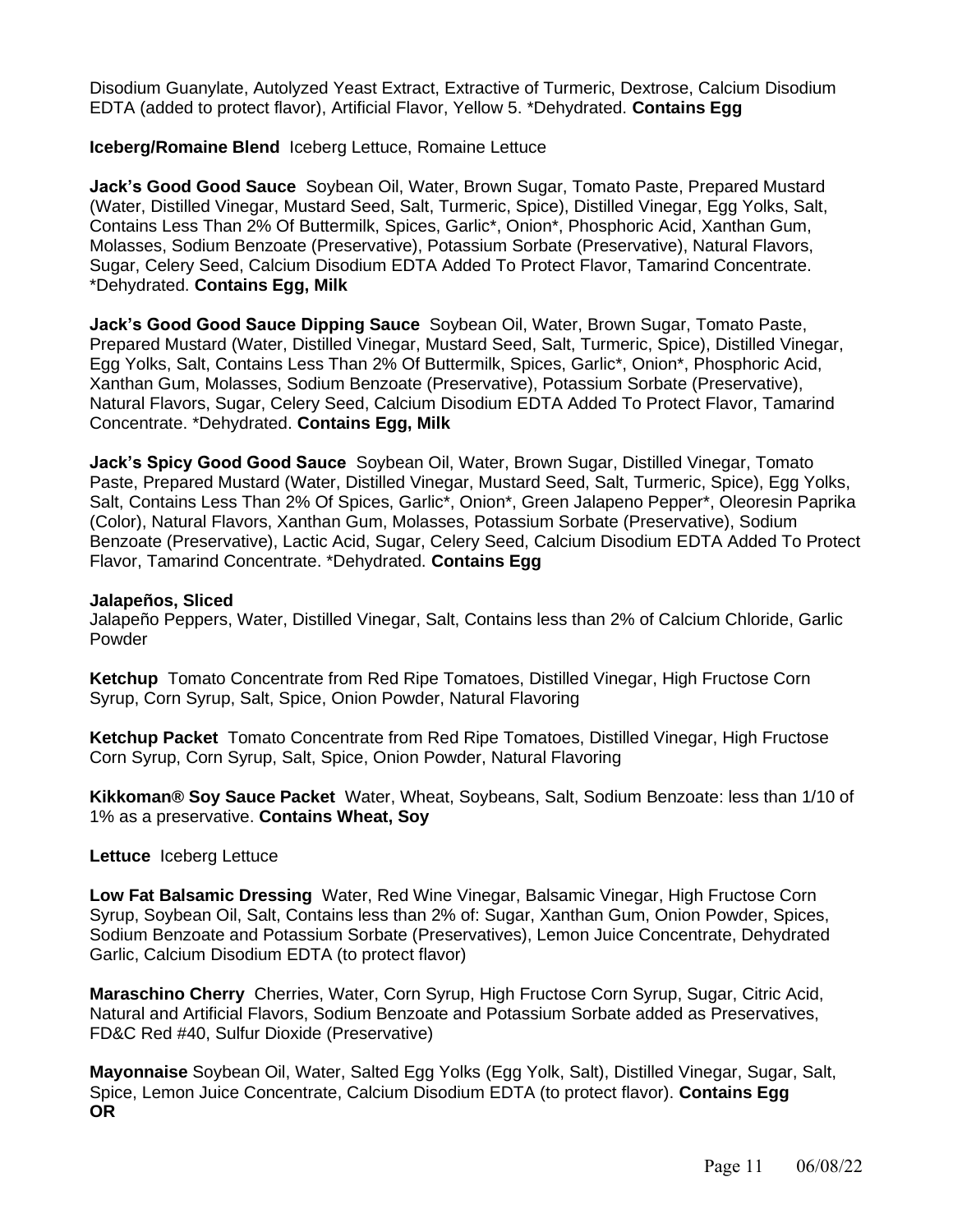Disodium Guanylate, Autolyzed Yeast Extract, Extractive of Turmeric, Dextrose, Calcium Disodium EDTA (added to protect flavor), Artificial Flavor, Yellow 5. *Dehydrated. **Contains Egg**

**Iceberg/Romaine Blend** Iceberg Lettuce, Romaine Lettuce

**Jack's Good Good Sauce** Soybean Oil, Water, Brown Sugar, Tomato Paste, Prepared Mustard (Water, Distilled Vinegar, Mustard Seed, Salt, Turmeric, Spice), Distilled Vinegar, Egg Yolks, Salt, Contains Less Than 2% Of Buttermilk, Spices, Garlic*, Onion*, Phosphoric Acid, Xanthan Gum, Molasses, Sodium Benzoate (Preservative), Potassium Sorbate (Preservative), Natural Flavors, Sugar, Celery Seed, Calcium Disodium EDTA Added To Protect Flavor, Tamarind Concentrate. *Dehydrated. **Contains Egg, Milk**

**Jack's Good Good Sauce Dipping Sauce** Soybean Oil, Water, Brown Sugar, Tomato Paste, Prepared Mustard (Water, Distilled Vinegar, Mustard Seed, Salt, Turmeric, Spice), Distilled Vinegar, Egg Yolks, Salt, Contains Less Than 2% Of Buttermilk, Spices, Garlic*, Onion*, Phosphoric Acid, Xanthan Gum, Molasses, Sodium Benzoate (Preservative), Potassium Sorbate (Preservative), Natural Flavors, Sugar, Celery Seed, Calcium Disodium EDTA Added To Protect Flavor, Tamarind Concentrate. *Dehydrated. **Contains Egg, Milk**

**Jack's Spicy Good Good Sauce** Soybean Oil, Water, Brown Sugar, Distilled Vinegar, Tomato Paste, Prepared Mustard (Water, Distilled Vinegar, Mustard Seed, Salt, Turmeric, Spice), Egg Yolks, Salt, Contains Less Than 2% Of Spices, Garlic*, Onion*, Green Jalapeno Pepper*, Oleoresin Paprika (Color), Natural Flavors, Xanthan Gum, Molasses, Potassium Sorbate (Preservative), Sodium Benzoate (Preservative), Lactic Acid, Sugar, Celery Seed, Calcium Disodium EDTA Added To Protect Flavor, Tamarind Concentrate. *Dehydrated. **Contains Egg**

**Jalapeños, Sliced**
Jalapeño Peppers, Water, Distilled Vinegar, Salt, Contains less than 2% of Calcium Chloride, Garlic Powder

**Ketchup** Tomato Concentrate from Red Ripe Tomatoes, Distilled Vinegar, High Fructose Corn Syrup, Corn Syrup, Salt, Spice, Onion Powder, Natural Flavoring

**Ketchup Packet** Tomato Concentrate from Red Ripe Tomatoes, Distilled Vinegar, High Fructose Corn Syrup, Corn Syrup, Salt, Spice, Onion Powder, Natural Flavoring

**Kikkoman® Soy Sauce Packet** Water, Wheat, Soybeans, Salt, Sodium Benzoate: less than 1/10 of 1% as a preservative. **Contains Wheat, Soy**

**Lettuce** Iceberg Lettuce

**Low Fat Balsamic Dressing** Water, Red Wine Vinegar, Balsamic Vinegar, High Fructose Corn Syrup, Soybean Oil, Salt, Contains less than 2% of: Sugar, Xanthan Gum, Onion Powder, Spices, Sodium Benzoate and Potassium Sorbate (Preservatives), Lemon Juice Concentrate, Dehydrated Garlic, Calcium Disodium EDTA (to protect flavor)

**Maraschino Cherry** Cherries, Water, Corn Syrup, High Fructose Corn Syrup, Sugar, Citric Acid, Natural and Artificial Flavors, Sodium Benzoate and Potassium Sorbate added as Preservatives, FD&C Red #40, Sulfur Dioxide (Preservative)

**Mayonnaise** Soybean Oil, Water, Salted Egg Yolks (Egg Yolk, Salt), Distilled Vinegar, Sugar, Salt, Spice, Lemon Juice Concentrate, Calcium Disodium EDTA (to protect flavor). **Contains Egg**
**OR**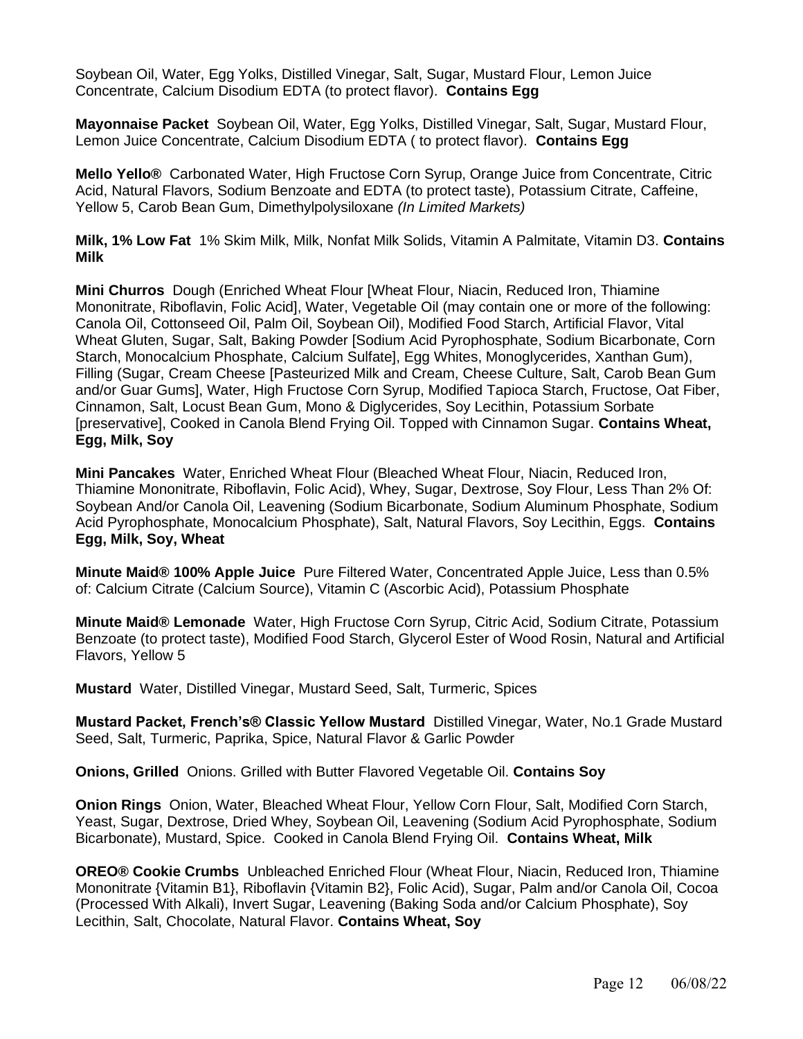Soybean Oil, Water, Egg Yolks, Distilled Vinegar, Salt, Sugar, Mustard Flour, Lemon Juice Concentrate, Calcium Disodium EDTA (to protect flavor). **Contains Egg**

**Mayonnaise Packet** Soybean Oil, Water, Egg Yolks, Distilled Vinegar, Salt, Sugar, Mustard Flour, Lemon Juice Concentrate, Calcium Disodium EDTA ( to protect flavor). **Contains Egg**

**Mello Yello®** Carbonated Water, High Fructose Corn Syrup, Orange Juice from Concentrate, Citric Acid, Natural Flavors, Sodium Benzoate and EDTA (to protect taste), Potassium Citrate, Caffeine, Yellow 5, Carob Bean Gum, Dimethylpolysiloxane *(In Limited Markets)*

**Milk, 1% Low Fat** 1% Skim Milk, Milk, Nonfat Milk Solids, Vitamin A Palmitate, Vitamin D3. **Contains Milk**

**Mini Churros** Dough (Enriched Wheat Flour [Wheat Flour, Niacin, Reduced Iron, Thiamine Mononitrate, Riboflavin, Folic Acid], Water, Vegetable Oil (may contain one or more of the following: Canola Oil, Cottonseed Oil, Palm Oil, Soybean Oil), Modified Food Starch, Artificial Flavor, Vital Wheat Gluten, Sugar, Salt, Baking Powder [Sodium Acid Pyrophosphate, Sodium Bicarbonate, Corn Starch, Monocalcium Phosphate, Calcium Sulfate], Egg Whites, Monoglycerides, Xanthan Gum), Filling (Sugar, Cream Cheese [Pasteurized Milk and Cream, Cheese Culture, Salt, Carob Bean Gum and/or Guar Gums], Water, High Fructose Corn Syrup, Modified Tapioca Starch, Fructose, Oat Fiber, Cinnamon, Salt, Locust Bean Gum, Mono & Diglycerides, Soy Lecithin, Potassium Sorbate [preservative], Cooked in Canola Blend Frying Oil. Topped with Cinnamon Sugar. **Contains Wheat, Egg, Milk, Soy**

**Mini Pancakes** Water, Enriched Wheat Flour (Bleached Wheat Flour, Niacin, Reduced Iron, Thiamine Mononitrate, Riboflavin, Folic Acid), Whey, Sugar, Dextrose, Soy Flour, Less Than 2% Of: Soybean And/or Canola Oil, Leavening (Sodium Bicarbonate, Sodium Aluminum Phosphate, Sodium Acid Pyrophosphate, Monocalcium Phosphate), Salt, Natural Flavors, Soy Lecithin, Eggs. **Contains Egg, Milk, Soy, Wheat**

**Minute Maid® 100% Apple Juice** Pure Filtered Water, Concentrated Apple Juice, Less than 0.5% of: Calcium Citrate (Calcium Source), Vitamin C (Ascorbic Acid), Potassium Phosphate

**Minute Maid® Lemonade** Water, High Fructose Corn Syrup, Citric Acid, Sodium Citrate, Potassium Benzoate (to protect taste), Modified Food Starch, Glycerol Ester of Wood Rosin, Natural and Artificial Flavors, Yellow 5

**Mustard** Water, Distilled Vinegar, Mustard Seed, Salt, Turmeric, Spices

**Mustard Packet, French's® Classic Yellow Mustard** Distilled Vinegar, Water, No.1 Grade Mustard Seed, Salt, Turmeric, Paprika, Spice, Natural Flavor & Garlic Powder

**Onions, Grilled** Onions. Grilled with Butter Flavored Vegetable Oil. **Contains Soy**

**Onion Rings** Onion, Water, Bleached Wheat Flour, Yellow Corn Flour, Salt, Modified Corn Starch, Yeast, Sugar, Dextrose, Dried Whey, Soybean Oil, Leavening (Sodium Acid Pyrophosphate, Sodium Bicarbonate), Mustard, Spice. Cooked in Canola Blend Frying Oil. **Contains Wheat, Milk**

**OREO® Cookie Crumbs** Unbleached Enriched Flour (Wheat Flour, Niacin, Reduced Iron, Thiamine Mononitrate {Vitamin B1}, Riboflavin {Vitamin B2}, Folic Acid), Sugar, Palm and/or Canola Oil, Cocoa (Processed With Alkali), Invert Sugar, Leavening (Baking Soda and/or Calcium Phosphate), Soy Lecithin, Salt, Chocolate, Natural Flavor. **Contains Wheat, Soy**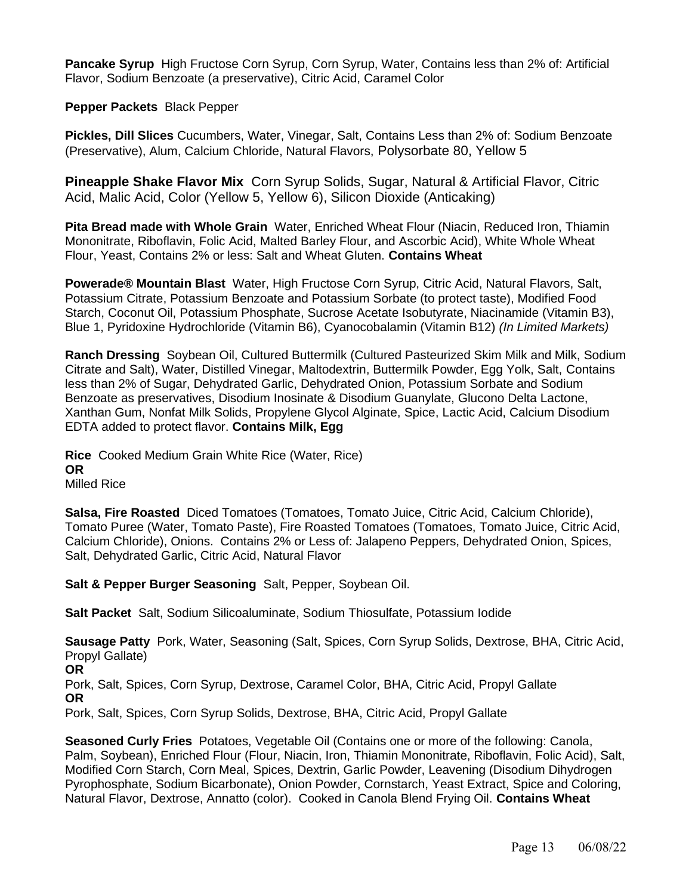**Pancake Syrup** High Fructose Corn Syrup, Corn Syrup, Water, Contains less than 2% of: Artificial Flavor, Sodium Benzoate (a preservative), Citric Acid, Caramel Color

**Pepper Packets** Black Pepper

**Pickles, Dill Slices** Cucumbers, Water, Vinegar, Salt, Contains Less than 2% of: Sodium Benzoate (Preservative), Alum, Calcium Chloride, Natural Flavors, Polysorbate 80, Yellow 5

**Pineapple Shake Flavor Mix** Corn Syrup Solids, Sugar, Natural & Artificial Flavor, Citric Acid, Malic Acid, Color (Yellow 5, Yellow 6), Silicon Dioxide (Anticaking)

**Pita Bread made with Whole Grain** Water, Enriched Wheat Flour (Niacin, Reduced Iron, Thiamin Mononitrate, Riboflavin, Folic Acid, Malted Barley Flour, and Ascorbic Acid), White Whole Wheat Flour, Yeast, Contains 2% or less: Salt and Wheat Gluten. **Contains Wheat**

**Powerade® Mountain Blast** Water, High Fructose Corn Syrup, Citric Acid, Natural Flavors, Salt, Potassium Citrate, Potassium Benzoate and Potassium Sorbate (to protect taste), Modified Food Starch, Coconut Oil, Potassium Phosphate, Sucrose Acetate Isobutyrate, Niacinamide (Vitamin B3), Blue 1, Pyridoxine Hydrochloride (Vitamin B6), Cyanocobalamin (Vitamin B12) *(In Limited Markets)*

**Ranch Dressing** Soybean Oil, Cultured Buttermilk (Cultured Pasteurized Skim Milk and Milk, Sodium Citrate and Salt), Water, Distilled Vinegar, Maltodextrin, Buttermilk Powder, Egg Yolk, Salt, Contains less than 2% of Sugar, Dehydrated Garlic, Dehydrated Onion, Potassium Sorbate and Sodium Benzoate as preservatives, Disodium Inosinate & Disodium Guanylate, Glucono Delta Lactone, Xanthan Gum, Nonfat Milk Solids, Propylene Glycol Alginate, Spice, Lactic Acid, Calcium Disodium EDTA added to protect flavor. **Contains Milk, Egg**

**Rice** Cooked Medium Grain White Rice (Water, Rice)
**OR**
Milled Rice

**Salsa, Fire Roasted** Diced Tomatoes (Tomatoes, Tomato Juice, Citric Acid, Calcium Chloride), Tomato Puree (Water, Tomato Paste), Fire Roasted Tomatoes (Tomatoes, Tomato Juice, Citric Acid, Calcium Chloride), Onions. Contains 2% or Less of: Jalapeno Peppers, Dehydrated Onion, Spices, Salt, Dehydrated Garlic, Citric Acid, Natural Flavor

**Salt & Pepper Burger Seasoning** Salt, Pepper, Soybean Oil.

**Salt Packet** Salt, Sodium Silicoaluminate, Sodium Thiosulfate, Potassium Iodide

**Sausage Patty** Pork, Water, Seasoning (Salt, Spices, Corn Syrup Solids, Dextrose, BHA, Citric Acid, Propyl Gallate)
**OR**
Pork, Salt, Spices, Corn Syrup, Dextrose, Caramel Color, BHA, Citric Acid, Propyl Gallate
**OR**
Pork, Salt, Spices, Corn Syrup Solids, Dextrose, BHA, Citric Acid, Propyl Gallate

**Seasoned Curly Fries** Potatoes, Vegetable Oil (Contains one or more of the following: Canola, Palm, Soybean), Enriched Flour (Flour, Niacin, Iron, Thiamin Mononitrate, Riboflavin, Folic Acid), Salt, Modified Corn Starch, Corn Meal, Spices, Dextrin, Garlic Powder, Leavening (Disodium Dihydrogen Pyrophosphate, Sodium Bicarbonate), Onion Powder, Cornstarch, Yeast Extract, Spice and Coloring, Natural Flavor, Dextrose, Annatto (color). Cooked in Canola Blend Frying Oil. **Contains Wheat**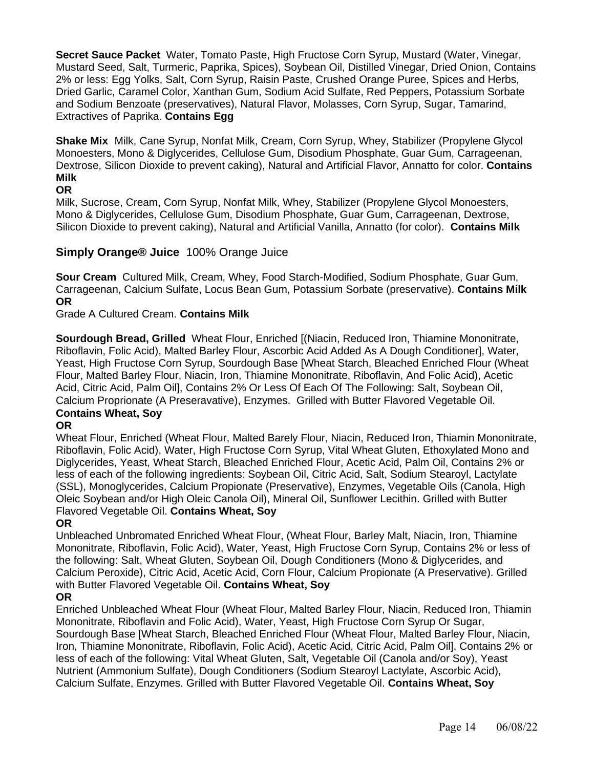**Secret Sauce Packet** Water, Tomato Paste, High Fructose Corn Syrup, Mustard (Water, Vinegar, Mustard Seed, Salt, Turmeric, Paprika, Spices), Soybean Oil, Distilled Vinegar, Dried Onion, Contains 2% or less: Egg Yolks, Salt, Corn Syrup, Raisin Paste, Crushed Orange Puree, Spices and Herbs, Dried Garlic, Caramel Color, Xanthan Gum, Sodium Acid Sulfate, Red Peppers, Potassium Sorbate and Sodium Benzoate (preservatives), Natural Flavor, Molasses, Corn Syrup, Sugar, Tamarind, Extractives of Paprika. **Contains Egg**

**Shake Mix** Milk, Cane Syrup, Nonfat Milk, Cream, Corn Syrup, Whey, Stabilizer (Propylene Glycol Monoesters, Mono & Diglycerides, Cellulose Gum, Disodium Phosphate, Guar Gum, Carrageenan, Dextrose, Silicon Dioxide to prevent caking), Natural and Artificial Flavor, Annatto for color. **Contains Milk**
**OR**
Milk, Sucrose, Cream, Corn Syrup, Nonfat Milk, Whey, Stabilizer (Propylene Glycol Monoesters, Mono & Diglycerides, Cellulose Gum, Disodium Phosphate, Guar Gum, Carrageenan, Dextrose, Silicon Dioxide to prevent caking), Natural and Artificial Vanilla, Annatto (for color). **Contains Milk**

**Simply Orange® Juice** 100% Orange Juice

**Sour Cream** Cultured Milk, Cream, Whey, Food Starch-Modified, Sodium Phosphate, Guar Gum, Carrageenan, Calcium Sulfate, Locus Bean Gum, Potassium Sorbate (preservative). **Contains Milk**
**OR**
Grade A Cultured Cream. **Contains Milk**

**Sourdough Bread, Grilled** Wheat Flour, Enriched [(Niacin, Reduced Iron, Thiamine Mononitrate, Riboflavin, Folic Acid), Malted Barley Flour, Ascorbic Acid Added As A Dough Conditioner], Water, Yeast, High Fructose Corn Syrup, Sourdough Base [Wheat Starch, Bleached Enriched Flour (Wheat Flour, Malted Barley Flour, Niacin, Iron, Thiamine Mononitrate, Riboflavin, And Folic Acid), Acetic Acid, Citric Acid, Palm Oil], Contains 2% Or Less Of Each Of The Following: Salt, Soybean Oil, Calcium Proprionate (A Preseravative), Enzymes. Grilled with Butter Flavored Vegetable Oil. **Contains Wheat, Soy**
**OR**
Wheat Flour, Enriched (Wheat Flour, Malted Barely Flour, Niacin, Reduced Iron, Thiamin Mononitrate, Riboflavin, Folic Acid), Water, High Fructose Corn Syrup, Vital Wheat Gluten, Ethoxylated Mono and Diglycerides, Yeast, Wheat Starch, Bleached Enriched Flour, Acetic Acid, Palm Oil, Contains 2% or less of each of the following ingredients: Soybean Oil, Citric Acid, Salt, Sodium Stearoyl, Lactylate (SSL), Monoglycerides, Calcium Propionate (Preservative), Enzymes, Vegetable Oils (Canola, High Oleic Soybean and/or High Oleic Canola Oil), Mineral Oil, Sunflower Lecithin. Grilled with Butter Flavored Vegetable Oil. **Contains Wheat, Soy**
**OR**
Unbleached Unbromated Enriched Wheat Flour, (Wheat Flour, Barley Malt, Niacin, Iron, Thiamine Mononitrate, Riboflavin, Folic Acid), Water, Yeast, High Fructose Corn Syrup, Contains 2% or less of the following: Salt, Wheat Gluten, Soybean Oil, Dough Conditioners (Mono & Diglycerides, and Calcium Peroxide), Citric Acid, Acetic Acid, Corn Flour, Calcium Propionate (A Preservative). Grilled with Butter Flavored Vegetable Oil. **Contains Wheat, Soy**
**OR**
Enriched Unbleached Wheat Flour (Wheat Flour, Malted Barley Flour, Niacin, Reduced Iron, Thiamin Mononitrate, Riboflavin and Folic Acid), Water, Yeast, High Fructose Corn Syrup Or Sugar, Sourdough Base [Wheat Starch, Bleached Enriched Flour (Wheat Flour, Malted Barley Flour, Niacin, Iron, Thiamine Mononitrate, Riboflavin, Folic Acid), Acetic Acid, Citric Acid, Palm Oil], Contains 2% or less of each of the following: Vital Wheat Gluten, Salt, Vegetable Oil (Canola and/or Soy), Yeast Nutrient (Ammonium Sulfate), Dough Conditioners (Sodium Stearoyl Lactylate, Ascorbic Acid), Calcium Sulfate, Enzymes. Grilled with Butter Flavored Vegetable Oil. **Contains Wheat, Soy**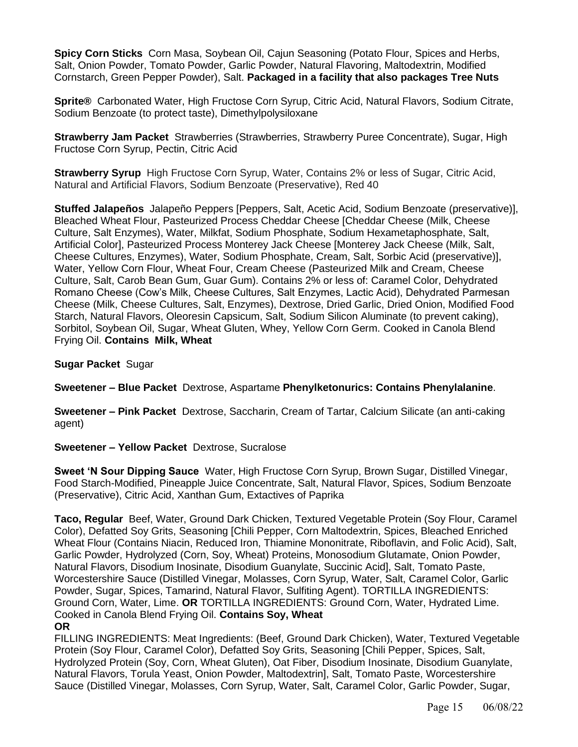**Spicy Corn Sticks** Corn Masa, Soybean Oil, Cajun Seasoning (Potato Flour, Spices and Herbs, Salt, Onion Powder, Tomato Powder, Garlic Powder, Natural Flavoring, Maltodextrin, Modified Cornstarch, Green Pepper Powder), Salt. **Packaged in a facility that also packages Tree Nuts**

**Sprite®** Carbonated Water, High Fructose Corn Syrup, Citric Acid, Natural Flavors, Sodium Citrate, Sodium Benzoate (to protect taste), Dimethylpolysiloxane

**Strawberry Jam Packet** Strawberries (Strawberries, Strawberry Puree Concentrate), Sugar, High Fructose Corn Syrup, Pectin, Citric Acid

**Strawberry Syrup** High Fructose Corn Syrup, Water, Contains 2% or less of Sugar, Citric Acid, Natural and Artificial Flavors, Sodium Benzoate (Preservative), Red 40

**Stuffed Jalapeños** Jalapeño Peppers [Peppers, Salt, Acetic Acid, Sodium Benzoate (preservative)], Bleached Wheat Flour, Pasteurized Process Cheddar Cheese [Cheddar Cheese (Milk, Cheese Culture, Salt Enzymes), Water, Milkfat, Sodium Phosphate, Sodium Hexametaphosphate, Salt, Artificial Color], Pasteurized Process Monterey Jack Cheese [Monterey Jack Cheese (Milk, Salt, Cheese Cultures, Enzymes), Water, Sodium Phosphate, Cream, Salt, Sorbic Acid (preservative)], Water, Yellow Corn Flour, Wheat Four, Cream Cheese (Pasteurized Milk and Cream, Cheese Culture, Salt, Carob Bean Gum, Guar Gum). Contains 2% or less of: Caramel Color, Dehydrated Romano Cheese (Cow's Milk, Cheese Cultures, Salt Enzymes, Lactic Acid), Dehydrated Parmesan Cheese (Milk, Cheese Cultures, Salt, Enzymes), Dextrose, Dried Garlic, Dried Onion, Modified Food Starch, Natural Flavors, Oleoresin Capsicum, Salt, Sodium Silicon Aluminate (to prevent caking), Sorbitol, Soybean Oil, Sugar, Wheat Gluten, Whey, Yellow Corn Germ. Cooked in Canola Blend Frying Oil. **Contains Milk, Wheat**

**Sugar Packet** Sugar

**Sweetener – Blue Packet** Dextrose, Aspartame **Phenylketonurics: Contains Phenylalanine**.

**Sweetener – Pink Packet** Dextrose, Saccharin, Cream of Tartar, Calcium Silicate (an anti-caking agent)

**Sweetener – Yellow Packet** Dextrose, Sucralose

**Sweet 'N Sour Dipping Sauce** Water, High Fructose Corn Syrup, Brown Sugar, Distilled Vinegar, Food Starch-Modified, Pineapple Juice Concentrate, Salt, Natural Flavor, Spices, Sodium Benzoate (Preservative), Citric Acid, Xanthan Gum, Extactives of Paprika

**Taco, Regular** Beef, Water, Ground Dark Chicken, Textured Vegetable Protein (Soy Flour, Caramel Color), Defatted Soy Grits, Seasoning [Chili Pepper, Corn Maltodextrin, Spices, Bleached Enriched Wheat Flour (Contains Niacin, Reduced Iron, Thiamine Mononitrate, Riboflavin, and Folic Acid), Salt, Garlic Powder, Hydrolyzed (Corn, Soy, Wheat) Proteins, Monosodium Glutamate, Onion Powder, Natural Flavors, Disodium Inosinate, Disodium Guanylate, Succinic Acid], Salt, Tomato Paste, Worcestershire Sauce (Distilled Vinegar, Molasses, Corn Syrup, Water, Salt, Caramel Color, Garlic Powder, Sugar, Spices, Tamarind, Natural Flavor, Sulfiting Agent). TORTILLA INGREDIENTS: Ground Corn, Water, Lime. **OR** TORTILLA INGREDIENTS: Ground Corn, Water, Hydrated Lime. Cooked in Canola Blend Frying Oil. **Contains Soy, Wheat**

**OR**

FILLING INGREDIENTS: Meat Ingredients: (Beef, Ground Dark Chicken), Water, Textured Vegetable Protein (Soy Flour, Caramel Color), Defatted Soy Grits, Seasoning [Chili Pepper, Spices, Salt, Hydrolyzed Protein (Soy, Corn, Wheat Gluten), Oat Fiber, Disodium Inosinate, Disodium Guanylate, Natural Flavors, Torula Yeast, Onion Powder, Maltodextrin], Salt, Tomato Paste, Worcestershire Sauce (Distilled Vinegar, Molasses, Corn Syrup, Water, Salt, Caramel Color, Garlic Powder, Sugar,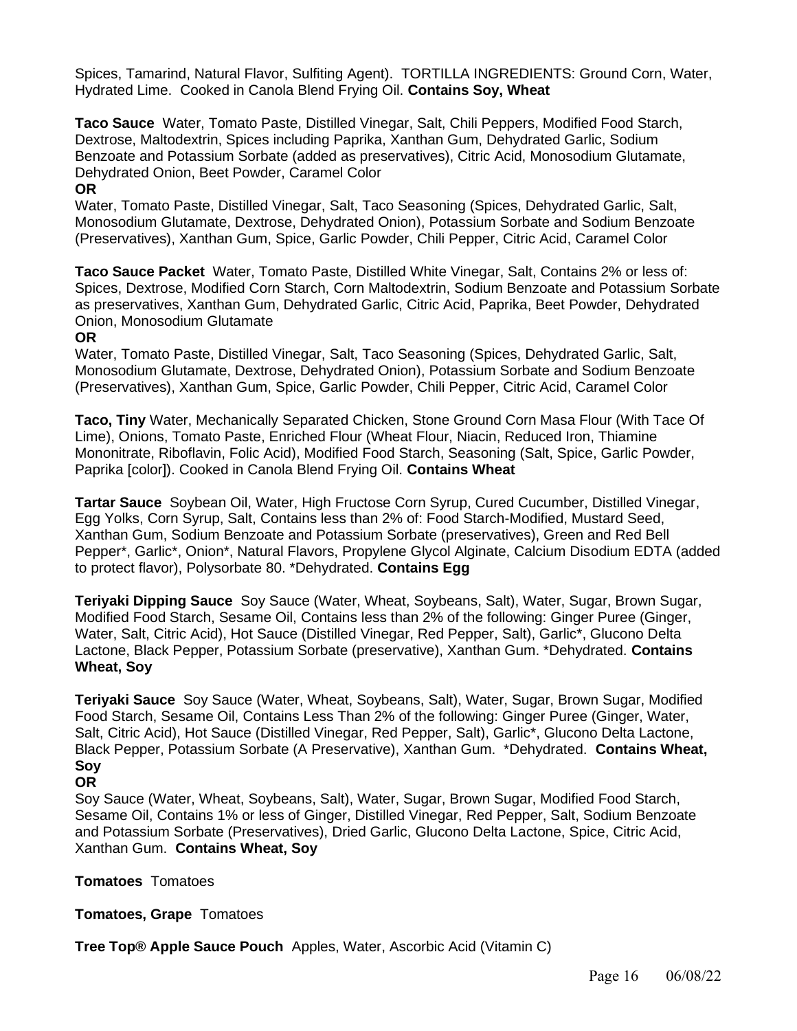Spices, Tamarind, Natural Flavor, Sulfiting Agent). TORTILLA INGREDIENTS: Ground Corn, Water, Hydrated Lime. Cooked in Canola Blend Frying Oil. **Contains Soy, Wheat**

**Taco Sauce** Water, Tomato Paste, Distilled Vinegar, Salt, Chili Peppers, Modified Food Starch, Dextrose, Maltodextrin, Spices including Paprika, Xanthan Gum, Dehydrated Garlic, Sodium Benzoate and Potassium Sorbate (added as preservatives), Citric Acid, Monosodium Glutamate, Dehydrated Onion, Beet Powder, Caramel Color
**OR**
Water, Tomato Paste, Distilled Vinegar, Salt, Taco Seasoning (Spices, Dehydrated Garlic, Salt, Monosodium Glutamate, Dextrose, Dehydrated Onion), Potassium Sorbate and Sodium Benzoate (Preservatives), Xanthan Gum, Spice, Garlic Powder, Chili Pepper, Citric Acid, Caramel Color

**Taco Sauce Packet** Water, Tomato Paste, Distilled White Vinegar, Salt, Contains 2% or less of: Spices, Dextrose, Modified Corn Starch, Corn Maltodextrin, Sodium Benzoate and Potassium Sorbate as preservatives, Xanthan Gum, Dehydrated Garlic, Citric Acid, Paprika, Beet Powder, Dehydrated Onion, Monosodium Glutamate
**OR**
Water, Tomato Paste, Distilled Vinegar, Salt, Taco Seasoning (Spices, Dehydrated Garlic, Salt, Monosodium Glutamate, Dextrose, Dehydrated Onion), Potassium Sorbate and Sodium Benzoate (Preservatives), Xanthan Gum, Spice, Garlic Powder, Chili Pepper, Citric Acid, Caramel Color

**Taco, Tiny** Water, Mechanically Separated Chicken, Stone Ground Corn Masa Flour (With Tace Of Lime), Onions, Tomato Paste, Enriched Flour (Wheat Flour, Niacin, Reduced Iron, Thiamine Mononitrate, Riboflavin, Folic Acid), Modified Food Starch, Seasoning (Salt, Spice, Garlic Powder, Paprika [color]). Cooked in Canola Blend Frying Oil. **Contains Wheat**

**Tartar Sauce** Soybean Oil, Water, High Fructose Corn Syrup, Cured Cucumber, Distilled Vinegar, Egg Yolks, Corn Syrup, Salt, Contains less than 2% of: Food Starch-Modified, Mustard Seed, Xanthan Gum, Sodium Benzoate and Potassium Sorbate (preservatives), Green and Red Bell Pepper*, Garlic*, Onion*, Natural Flavors, Propylene Glycol Alginate, Calcium Disodium EDTA (added to protect flavor), Polysorbate 80. *Dehydrated. **Contains Egg**

**Teriyaki Dipping Sauce** Soy Sauce (Water, Wheat, Soybeans, Salt), Water, Sugar, Brown Sugar, Modified Food Starch, Sesame Oil, Contains less than 2% of the following: Ginger Puree (Ginger, Water, Salt, Citric Acid), Hot Sauce (Distilled Vinegar, Red Pepper, Salt), Garlic*, Glucono Delta Lactone, Black Pepper, Potassium Sorbate (preservative), Xanthan Gum. *Dehydrated. **Contains Wheat, Soy**

**Teriyaki Sauce** Soy Sauce (Water, Wheat, Soybeans, Salt), Water, Sugar, Brown Sugar, Modified Food Starch, Sesame Oil, Contains Less Than 2% of the following: Ginger Puree (Ginger, Water, Salt, Citric Acid), Hot Sauce (Distilled Vinegar, Red Pepper, Salt), Garlic*, Glucono Delta Lactone, Black Pepper, Potassium Sorbate (A Preservative), Xanthan Gum. *Dehydrated. **Contains Wheat, Soy**
**OR**
Soy Sauce (Water, Wheat, Soybeans, Salt), Water, Sugar, Brown Sugar, Modified Food Starch, Sesame Oil, Contains 1% or less of Ginger, Distilled Vinegar, Red Pepper, Salt, Sodium Benzoate and Potassium Sorbate (Preservatives), Dried Garlic, Glucono Delta Lactone, Spice, Citric Acid, Xanthan Gum. **Contains Wheat, Soy**

**Tomatoes** Tomatoes

**Tomatoes, Grape** Tomatoes

**Tree Top® Apple Sauce Pouch** Apples, Water, Ascorbic Acid (Vitamin C)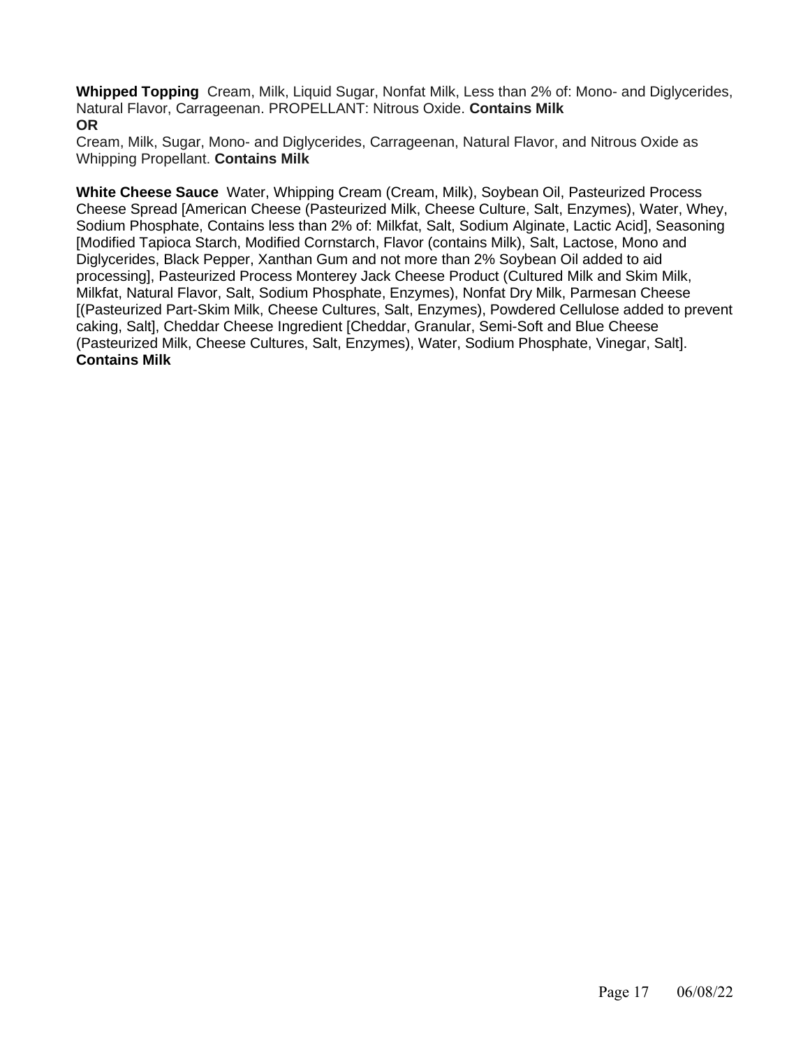**Whipped Topping** Cream, Milk, Liquid Sugar, Nonfat Milk, Less than 2% of: Mono- and Diglycerides, Natural Flavor, Carrageenan. PROPELLANT: Nitrous Oxide. **Contains Milk**
**OR**
Cream, Milk, Sugar, Mono- and Diglycerides, Carrageenan, Natural Flavor, and Nitrous Oxide as Whipping Propellant. **Contains Milk**

**White Cheese Sauce** Water, Whipping Cream (Cream, Milk), Soybean Oil, Pasteurized Process Cheese Spread [American Cheese (Pasteurized Milk, Cheese Culture, Salt, Enzymes), Water, Whey, Sodium Phosphate, Contains less than 2% of: Milkfat, Salt, Sodium Alginate, Lactic Acid], Seasoning [Modified Tapioca Starch, Modified Cornstarch, Flavor (contains Milk), Salt, Lactose, Mono and Diglycerides, Black Pepper, Xanthan Gum and not more than 2% Soybean Oil added to aid processing], Pasteurized Process Monterey Jack Cheese Product (Cultured Milk and Skim Milk, Milkfat, Natural Flavor, Salt, Sodium Phosphate, Enzymes), Nonfat Dry Milk, Parmesan Cheese [(Pasteurized Part-Skim Milk, Cheese Cultures, Salt, Enzymes), Powdered Cellulose added to prevent caking, Salt], Cheddar Cheese Ingredient [Cheddar, Granular, Semi-Soft and Blue Cheese (Pasteurized Milk, Cheese Cultures, Salt, Enzymes), Water, Sodium Phosphate, Vinegar, Salt]. **Contains Milk**